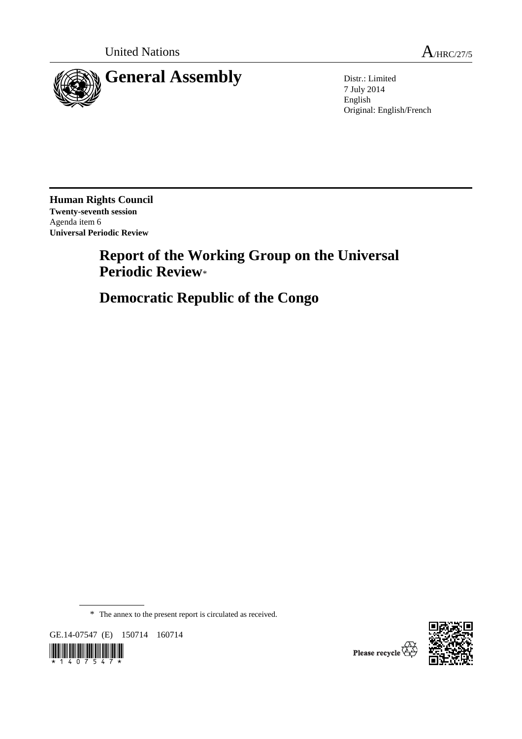United Nations A/HRC/27/5

# General Assembly

Distr.: Limited
7 July 2014
English
Original: English/French

**Human Rights Council**
**Twenty-seventh session**
Agenda item 6
**Universal Periodic Review**

# Report of the Working Group on the Universal Periodic Review*

# Democratic Republic of the Congo

\* The annex to the present report is circulated as received.

GE.14-07547 (E) 150714 160714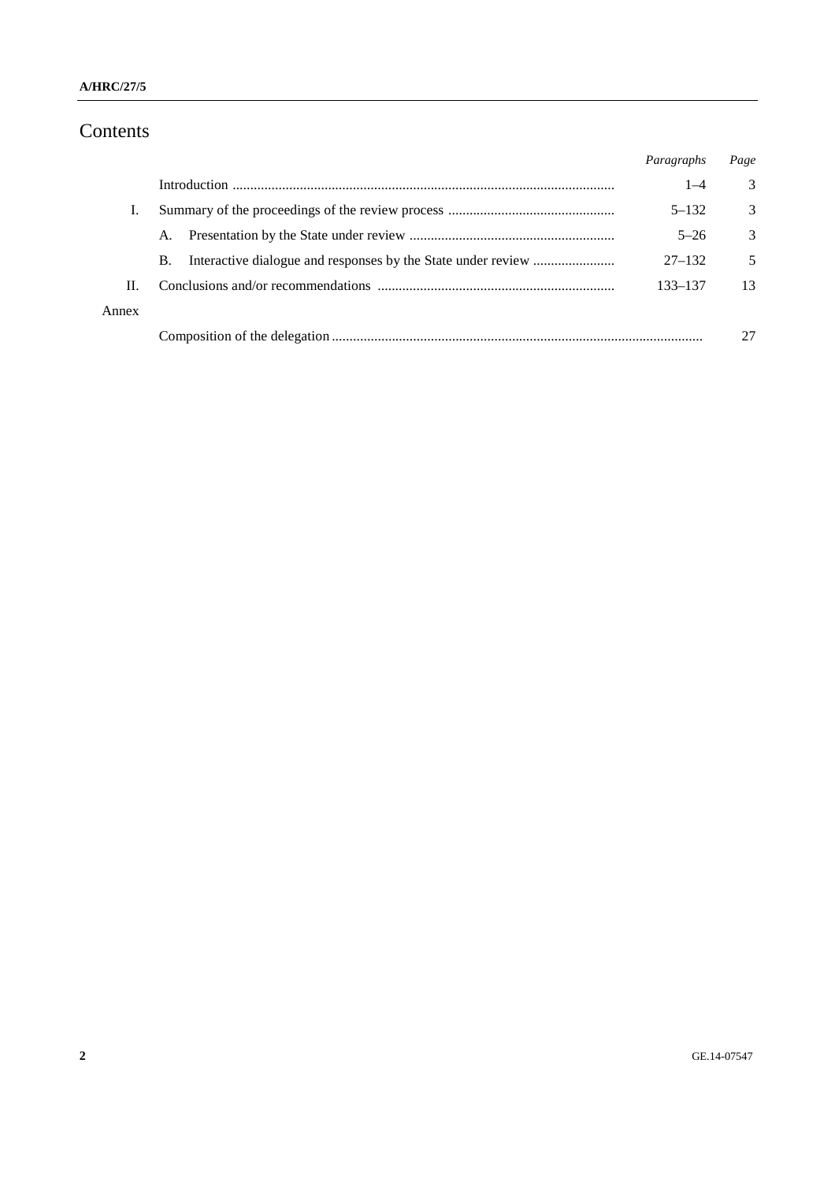# Contents

| | | *Paragraphs* | *Page* |
|---|---|---|---|
| | Introduction | 1–4 | 3 |
| I. | Summary of the proceedings of the review process | 5–132 | 3 |
| | A. Presentation by the State under review | 5–26 | 3 |
| | B. Interactive dialogue and responses by the State under review | 27–132 | 5 |
| II. | Conclusions and/or recommendations | 133–137 | 13 |
| Annex | | | |
| | Composition of the delegation | | 27 |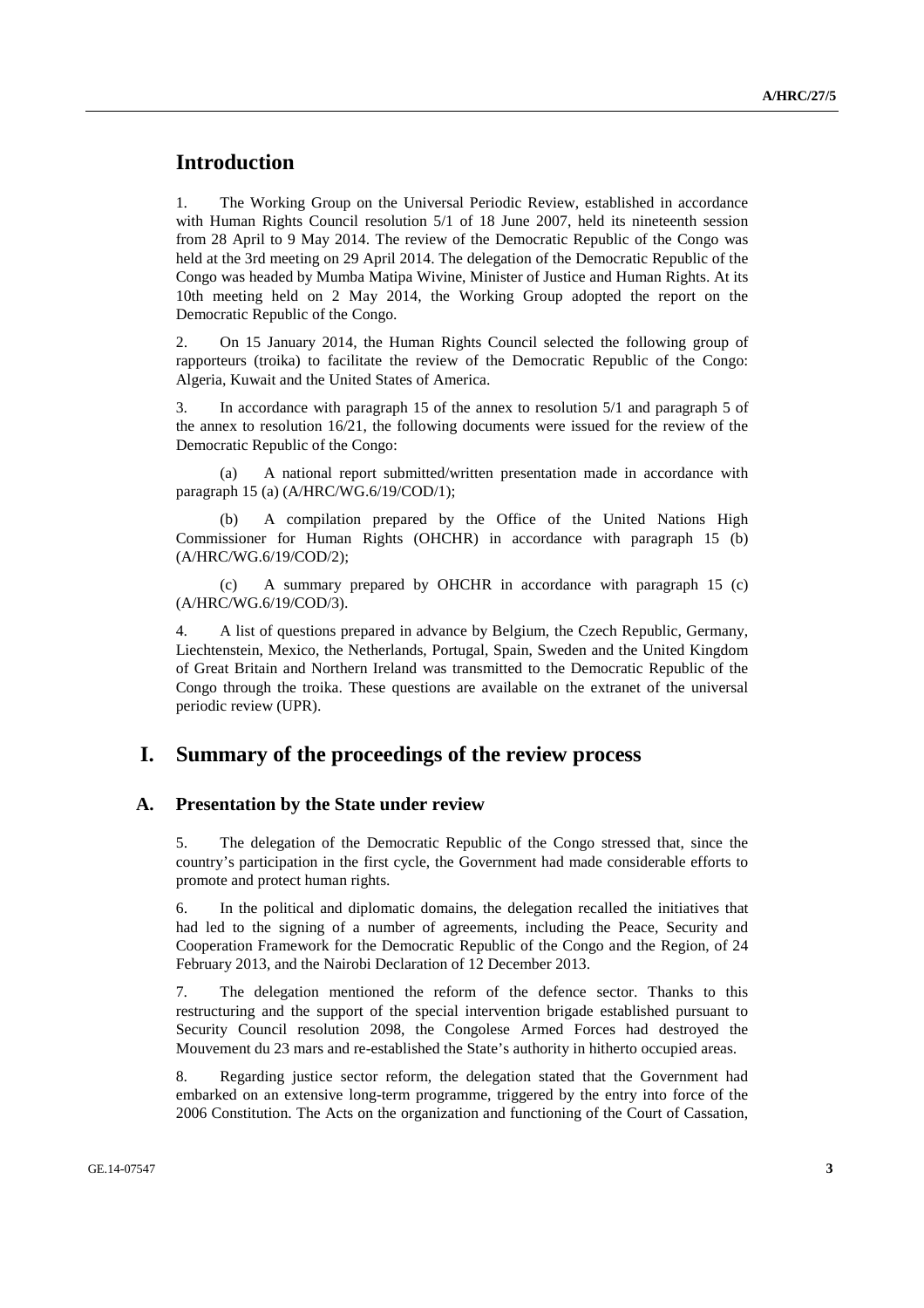# Introduction

1. The Working Group on the Universal Periodic Review, established in accordance with Human Rights Council resolution 5/1 of 18 June 2007, held its nineteenth session from 28 April to 9 May 2014. The review of the Democratic Republic of the Congo was held at the 3rd meeting on 29 April 2014. The delegation of the Democratic Republic of the Congo was headed by Mumba Matipa Wivine, Minister of Justice and Human Rights. At its 10th meeting held on 2 May 2014, the Working Group adopted the report on the Democratic Republic of the Congo.

2. On 15 January 2014, the Human Rights Council selected the following group of rapporteurs (troika) to facilitate the review of the Democratic Republic of the Congo: Algeria, Kuwait and the United States of America.

3. In accordance with paragraph 15 of the annex to resolution 5/1 and paragraph 5 of the annex to resolution 16/21, the following documents were issued for the review of the Democratic Republic of the Congo:

(a) A national report submitted/written presentation made in accordance with paragraph 15 (a) (A/HRC/WG.6/19/COD/1);

(b) A compilation prepared by the Office of the United Nations High Commissioner for Human Rights (OHCHR) in accordance with paragraph 15 (b) (A/HRC/WG.6/19/COD/2);

(c) A summary prepared by OHCHR in accordance with paragraph 15 (c) (A/HRC/WG.6/19/COD/3).

4. A list of questions prepared in advance by Belgium, the Czech Republic, Germany, Liechtenstein, Mexico, the Netherlands, Portugal, Spain, Sweden and the United Kingdom of Great Britain and Northern Ireland was transmitted to the Democratic Republic of the Congo through the troika. These questions are available on the extranet of the universal periodic review (UPR).

# I. Summary of the proceedings of the review process

## A. Presentation by the State under review

5. The delegation of the Democratic Republic of the Congo stressed that, since the country's participation in the first cycle, the Government had made considerable efforts to promote and protect human rights.

6. In the political and diplomatic domains, the delegation recalled the initiatives that had led to the signing of a number of agreements, including the Peace, Security and Cooperation Framework for the Democratic Republic of the Congo and the Region, of 24 February 2013, and the Nairobi Declaration of 12 December 2013.

7. The delegation mentioned the reform of the defence sector. Thanks to this restructuring and the support of the special intervention brigade established pursuant to Security Council resolution 2098, the Congolese Armed Forces had destroyed the Mouvement du 23 mars and re-established the State's authority in hitherto occupied areas.

8. Regarding justice sector reform, the delegation stated that the Government had embarked on an extensive long-term programme, triggered by the entry into force of the 2006 Constitution. The Acts on the organization and functioning of the Court of Cassation,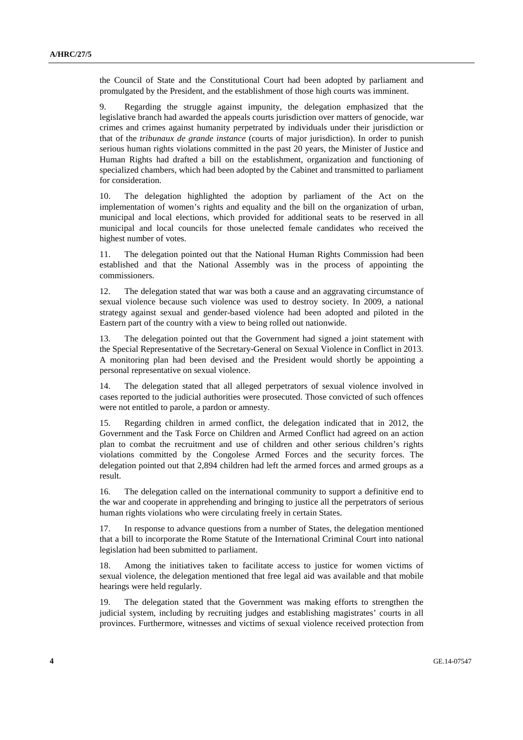the Council of State and the Constitutional Court had been adopted by parliament and promulgated by the President, and the establishment of those high courts was imminent.

9. Regarding the struggle against impunity, the delegation emphasized that the legislative branch had awarded the appeals courts jurisdiction over matters of genocide, war crimes and crimes against humanity perpetrated by individuals under their jurisdiction or that of the *tribunaux de grande instance* (courts of major jurisdiction). In order to punish serious human rights violations committed in the past 20 years, the Minister of Justice and Human Rights had drafted a bill on the establishment, organization and functioning of specialized chambers, which had been adopted by the Cabinet and transmitted to parliament for consideration.

10. The delegation highlighted the adoption by parliament of the Act on the implementation of women's rights and equality and the bill on the organization of urban, municipal and local elections, which provided for additional seats to be reserved in all municipal and local councils for those unelected female candidates who received the highest number of votes.

11. The delegation pointed out that the National Human Rights Commission had been established and that the National Assembly was in the process of appointing the commissioners.

12. The delegation stated that war was both a cause and an aggravating circumstance of sexual violence because such violence was used to destroy society. In 2009, a national strategy against sexual and gender-based violence had been adopted and piloted in the Eastern part of the country with a view to being rolled out nationwide.

13. The delegation pointed out that the Government had signed a joint statement with the Special Representative of the Secretary-General on Sexual Violence in Conflict in 2013. A monitoring plan had been devised and the President would shortly be appointing a personal representative on sexual violence.

14. The delegation stated that all alleged perpetrators of sexual violence involved in cases reported to the judicial authorities were prosecuted. Those convicted of such offences were not entitled to parole, a pardon or amnesty.

15. Regarding children in armed conflict, the delegation indicated that in 2012, the Government and the Task Force on Children and Armed Conflict had agreed on an action plan to combat the recruitment and use of children and other serious children's rights violations committed by the Congolese Armed Forces and the security forces. The delegation pointed out that 2,894 children had left the armed forces and armed groups as a result.

16. The delegation called on the international community to support a definitive end to the war and cooperate in apprehending and bringing to justice all the perpetrators of serious human rights violations who were circulating freely in certain States.

17. In response to advance questions from a number of States, the delegation mentioned that a bill to incorporate the Rome Statute of the International Criminal Court into national legislation had been submitted to parliament.

18. Among the initiatives taken to facilitate access to justice for women victims of sexual violence, the delegation mentioned that free legal aid was available and that mobile hearings were held regularly.

19. The delegation stated that the Government was making efforts to strengthen the judicial system, including by recruiting judges and establishing magistrates' courts in all provinces. Furthermore, witnesses and victims of sexual violence received protection from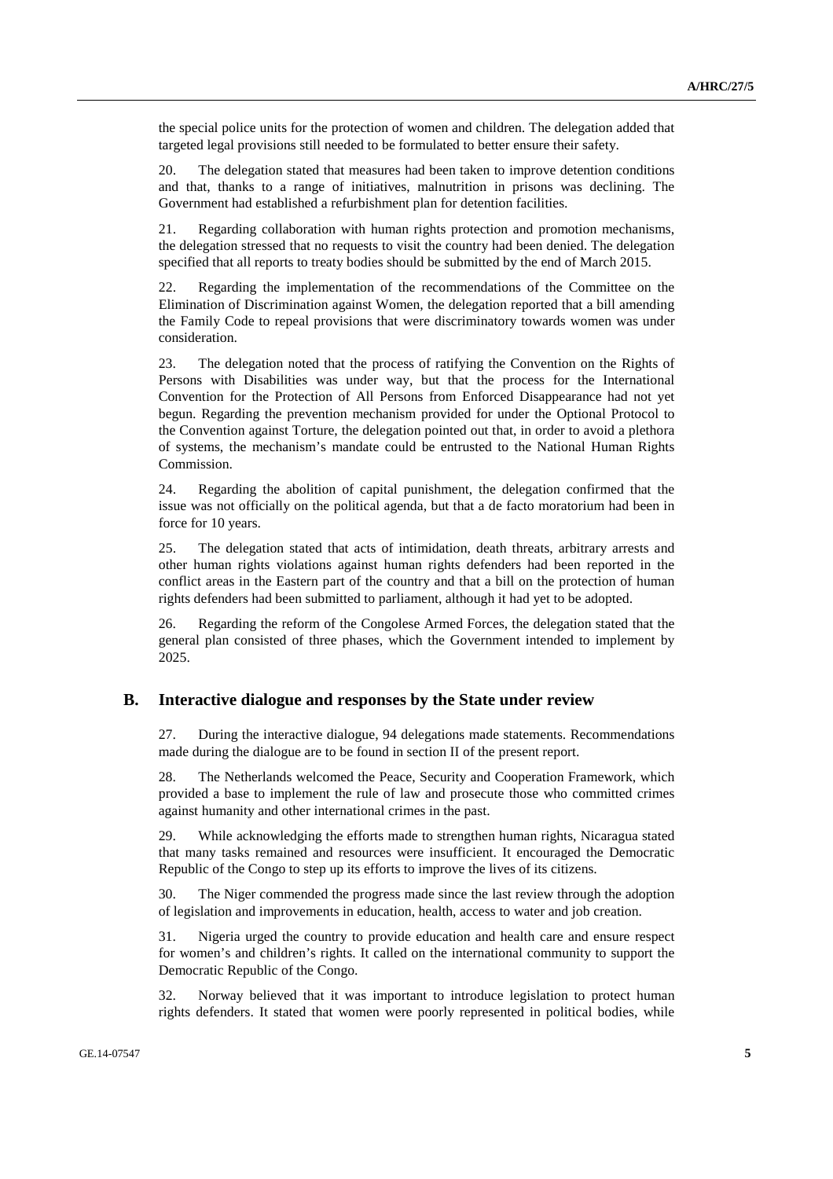the special police units for the protection of women and children. The delegation added that targeted legal provisions still needed to be formulated to better ensure their safety.

20. The delegation stated that measures had been taken to improve detention conditions and that, thanks to a range of initiatives, malnutrition in prisons was declining. The Government had established a refurbishment plan for detention facilities.

21. Regarding collaboration with human rights protection and promotion mechanisms, the delegation stressed that no requests to visit the country had been denied. The delegation specified that all reports to treaty bodies should be submitted by the end of March 2015.

22. Regarding the implementation of the recommendations of the Committee on the Elimination of Discrimination against Women, the delegation reported that a bill amending the Family Code to repeal provisions that were discriminatory towards women was under consideration.

23. The delegation noted that the process of ratifying the Convention on the Rights of Persons with Disabilities was under way, but that the process for the International Convention for the Protection of All Persons from Enforced Disappearance had not yet begun. Regarding the prevention mechanism provided for under the Optional Protocol to the Convention against Torture, the delegation pointed out that, in order to avoid a plethora of systems, the mechanism's mandate could be entrusted to the National Human Rights Commission.

24. Regarding the abolition of capital punishment, the delegation confirmed that the issue was not officially on the political agenda, but that a de facto moratorium had been in force for 10 years.

25. The delegation stated that acts of intimidation, death threats, arbitrary arrests and other human rights violations against human rights defenders had been reported in the conflict areas in the Eastern part of the country and that a bill on the protection of human rights defenders had been submitted to parliament, although it had yet to be adopted.

26. Regarding the reform of the Congolese Armed Forces, the delegation stated that the general plan consisted of three phases, which the Government intended to implement by 2025.

## B. Interactive dialogue and responses by the State under review

27. During the interactive dialogue, 94 delegations made statements. Recommendations made during the dialogue are to be found in section II of the present report.

28. The Netherlands welcomed the Peace, Security and Cooperation Framework, which provided a base to implement the rule of law and prosecute those who committed crimes against humanity and other international crimes in the past.

29. While acknowledging the efforts made to strengthen human rights, Nicaragua stated that many tasks remained and resources were insufficient. It encouraged the Democratic Republic of the Congo to step up its efforts to improve the lives of its citizens.

30. The Niger commended the progress made since the last review through the adoption of legislation and improvements in education, health, access to water and job creation.

31. Nigeria urged the country to provide education and health care and ensure respect for women's and children's rights. It called on the international community to support the Democratic Republic of the Congo.

32. Norway believed that it was important to introduce legislation to protect human rights defenders. It stated that women were poorly represented in political bodies, while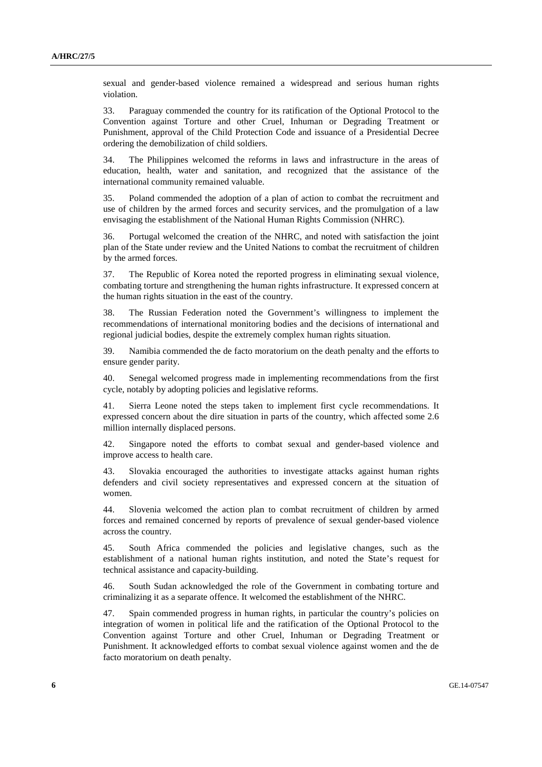sexual and gender-based violence remained a widespread and serious human rights violation.

33. Paraguay commended the country for its ratification of the Optional Protocol to the Convention against Torture and other Cruel, Inhuman or Degrading Treatment or Punishment, approval of the Child Protection Code and issuance of a Presidential Decree ordering the demobilization of child soldiers.

34. The Philippines welcomed the reforms in laws and infrastructure in the areas of education, health, water and sanitation, and recognized that the assistance of the international community remained valuable.

35. Poland commended the adoption of a plan of action to combat the recruitment and use of children by the armed forces and security services, and the promulgation of a law envisaging the establishment of the National Human Rights Commission (NHRC).

36. Portugal welcomed the creation of the NHRC, and noted with satisfaction the joint plan of the State under review and the United Nations to combat the recruitment of children by the armed forces.

37. The Republic of Korea noted the reported progress in eliminating sexual violence, combating torture and strengthening the human rights infrastructure. It expressed concern at the human rights situation in the east of the country.

38. The Russian Federation noted the Government's willingness to implement the recommendations of international monitoring bodies and the decisions of international and regional judicial bodies, despite the extremely complex human rights situation.

39. Namibia commended the de facto moratorium on the death penalty and the efforts to ensure gender parity.

40. Senegal welcomed progress made in implementing recommendations from the first cycle, notably by adopting policies and legislative reforms.

41. Sierra Leone noted the steps taken to implement first cycle recommendations. It expressed concern about the dire situation in parts of the country, which affected some 2.6 million internally displaced persons.

42. Singapore noted the efforts to combat sexual and gender-based violence and improve access to health care.

43. Slovakia encouraged the authorities to investigate attacks against human rights defenders and civil society representatives and expressed concern at the situation of women.

44. Slovenia welcomed the action plan to combat recruitment of children by armed forces and remained concerned by reports of prevalence of sexual gender-based violence across the country.

45. South Africa commended the policies and legislative changes, such as the establishment of a national human rights institution, and noted the State's request for technical assistance and capacity-building.

46. South Sudan acknowledged the role of the Government in combating torture and criminalizing it as a separate offence. It welcomed the establishment of the NHRC.

47. Spain commended progress in human rights, in particular the country's policies on integration of women in political life and the ratification of the Optional Protocol to the Convention against Torture and other Cruel, Inhuman or Degrading Treatment or Punishment. It acknowledged efforts to combat sexual violence against women and the de facto moratorium on death penalty.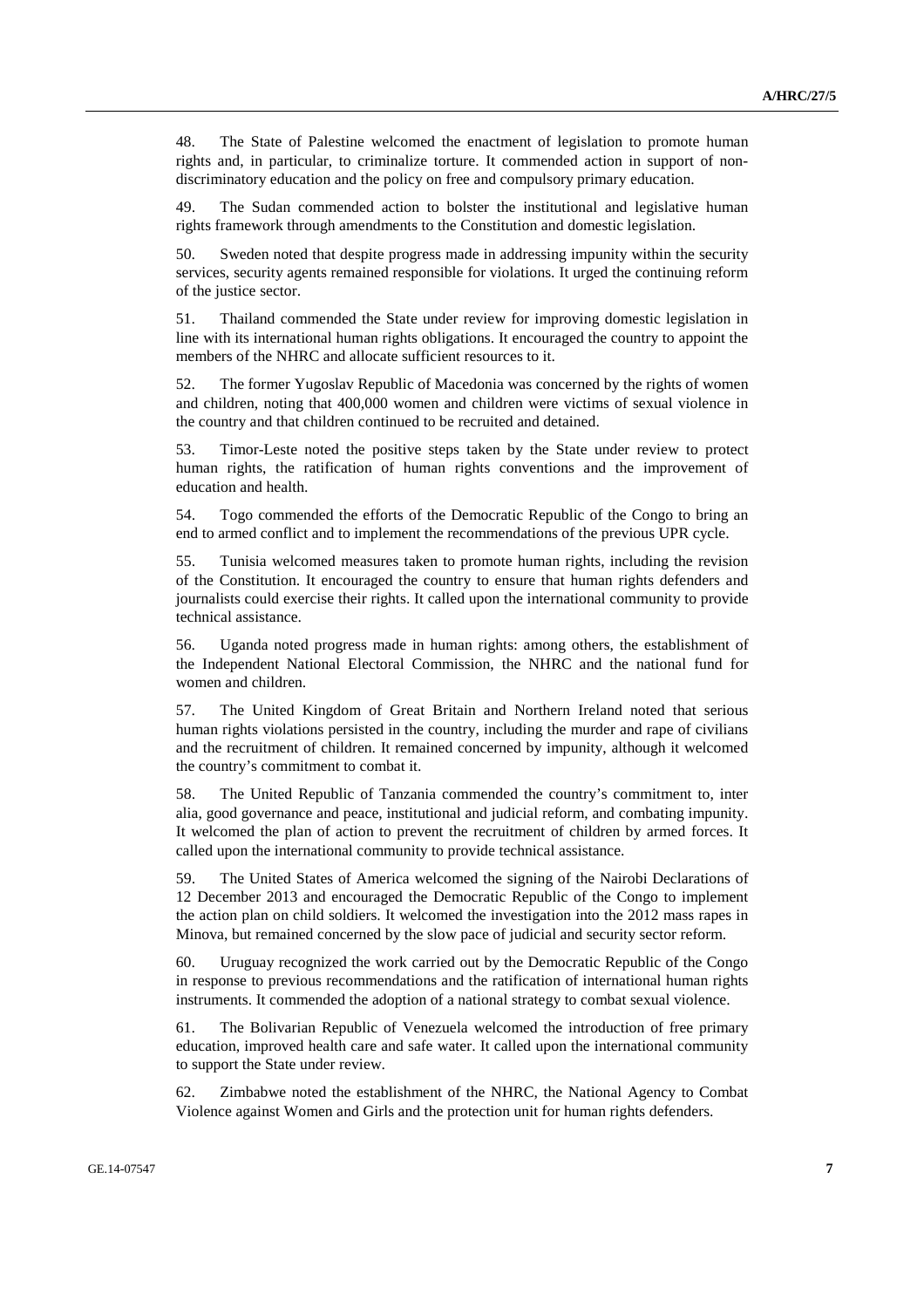48. The State of Palestine welcomed the enactment of legislation to promote human rights and, in particular, to criminalize torture. It commended action in support of non-discriminatory education and the policy on free and compulsory primary education.

49. The Sudan commended action to bolster the institutional and legislative human rights framework through amendments to the Constitution and domestic legislation.

50. Sweden noted that despite progress made in addressing impunity within the security services, security agents remained responsible for violations. It urged the continuing reform of the justice sector.

51. Thailand commended the State under review for improving domestic legislation in line with its international human rights obligations. It encouraged the country to appoint the members of the NHRC and allocate sufficient resources to it.

52. The former Yugoslav Republic of Macedonia was concerned by the rights of women and children, noting that 400,000 women and children were victims of sexual violence in the country and that children continued to be recruited and detained.

53. Timor-Leste noted the positive steps taken by the State under review to protect human rights, the ratification of human rights conventions and the improvement of education and health.

54. Togo commended the efforts of the Democratic Republic of the Congo to bring an end to armed conflict and to implement the recommendations of the previous UPR cycle.

55. Tunisia welcomed measures taken to promote human rights, including the revision of the Constitution. It encouraged the country to ensure that human rights defenders and journalists could exercise their rights. It called upon the international community to provide technical assistance.

56. Uganda noted progress made in human rights: among others, the establishment of the Independent National Electoral Commission, the NHRC and the national fund for women and children.

57. The United Kingdom of Great Britain and Northern Ireland noted that serious human rights violations persisted in the country, including the murder and rape of civilians and the recruitment of children. It remained concerned by impunity, although it welcomed the country's commitment to combat it.

58. The United Republic of Tanzania commended the country's commitment to, inter alia, good governance and peace, institutional and judicial reform, and combating impunity. It welcomed the plan of action to prevent the recruitment of children by armed forces. It called upon the international community to provide technical assistance.

59. The United States of America welcomed the signing of the Nairobi Declarations of 12 December 2013 and encouraged the Democratic Republic of the Congo to implement the action plan on child soldiers. It welcomed the investigation into the 2012 mass rapes in Minova, but remained concerned by the slow pace of judicial and security sector reform.

60. Uruguay recognized the work carried out by the Democratic Republic of the Congo in response to previous recommendations and the ratification of international human rights instruments. It commended the adoption of a national strategy to combat sexual violence.

61. The Bolivarian Republic of Venezuela welcomed the introduction of free primary education, improved health care and safe water. It called upon the international community to support the State under review.

62. Zimbabwe noted the establishment of the NHRC, the National Agency to Combat Violence against Women and Girls and the protection unit for human rights defenders.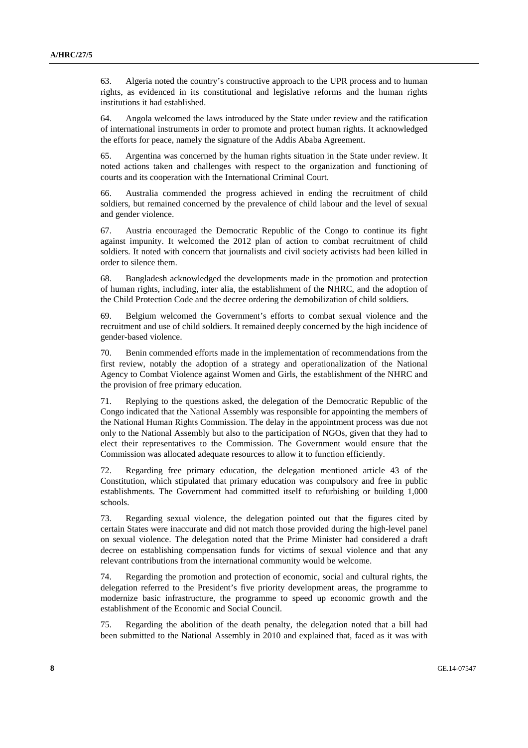63. Algeria noted the country's constructive approach to the UPR process and to human rights, as evidenced in its constitutional and legislative reforms and the human rights institutions it had established.

64. Angola welcomed the laws introduced by the State under review and the ratification of international instruments in order to promote and protect human rights. It acknowledged the efforts for peace, namely the signature of the Addis Ababa Agreement.

65. Argentina was concerned by the human rights situation in the State under review. It noted actions taken and challenges with respect to the organization and functioning of courts and its cooperation with the International Criminal Court.

66. Australia commended the progress achieved in ending the recruitment of child soldiers, but remained concerned by the prevalence of child labour and the level of sexual and gender violence.

67. Austria encouraged the Democratic Republic of the Congo to continue its fight against impunity. It welcomed the 2012 plan of action to combat recruitment of child soldiers. It noted with concern that journalists and civil society activists had been killed in order to silence them.

68. Bangladesh acknowledged the developments made in the promotion and protection of human rights, including, inter alia, the establishment of the NHRC, and the adoption of the Child Protection Code and the decree ordering the demobilization of child soldiers.

69. Belgium welcomed the Government's efforts to combat sexual violence and the recruitment and use of child soldiers. It remained deeply concerned by the high incidence of gender-based violence.

70. Benin commended efforts made in the implementation of recommendations from the first review, notably the adoption of a strategy and operationalization of the National Agency to Combat Violence against Women and Girls, the establishment of the NHRC and the provision of free primary education.

71. Replying to the questions asked, the delegation of the Democratic Republic of the Congo indicated that the National Assembly was responsible for appointing the members of the National Human Rights Commission. The delay in the appointment process was due not only to the National Assembly but also to the participation of NGOs, given that they had to elect their representatives to the Commission. The Government would ensure that the Commission was allocated adequate resources to allow it to function efficiently.

72. Regarding free primary education, the delegation mentioned article 43 of the Constitution, which stipulated that primary education was compulsory and free in public establishments. The Government had committed itself to refurbishing or building 1,000 schools.

73. Regarding sexual violence, the delegation pointed out that the figures cited by certain States were inaccurate and did not match those provided during the high-level panel on sexual violence. The delegation noted that the Prime Minister had considered a draft decree on establishing compensation funds for victims of sexual violence and that any relevant contributions from the international community would be welcome.

74. Regarding the promotion and protection of economic, social and cultural rights, the delegation referred to the President's five priority development areas, the programme to modernize basic infrastructure, the programme to speed up economic growth and the establishment of the Economic and Social Council.

75. Regarding the abolition of the death penalty, the delegation noted that a bill had been submitted to the National Assembly in 2010 and explained that, faced as it was with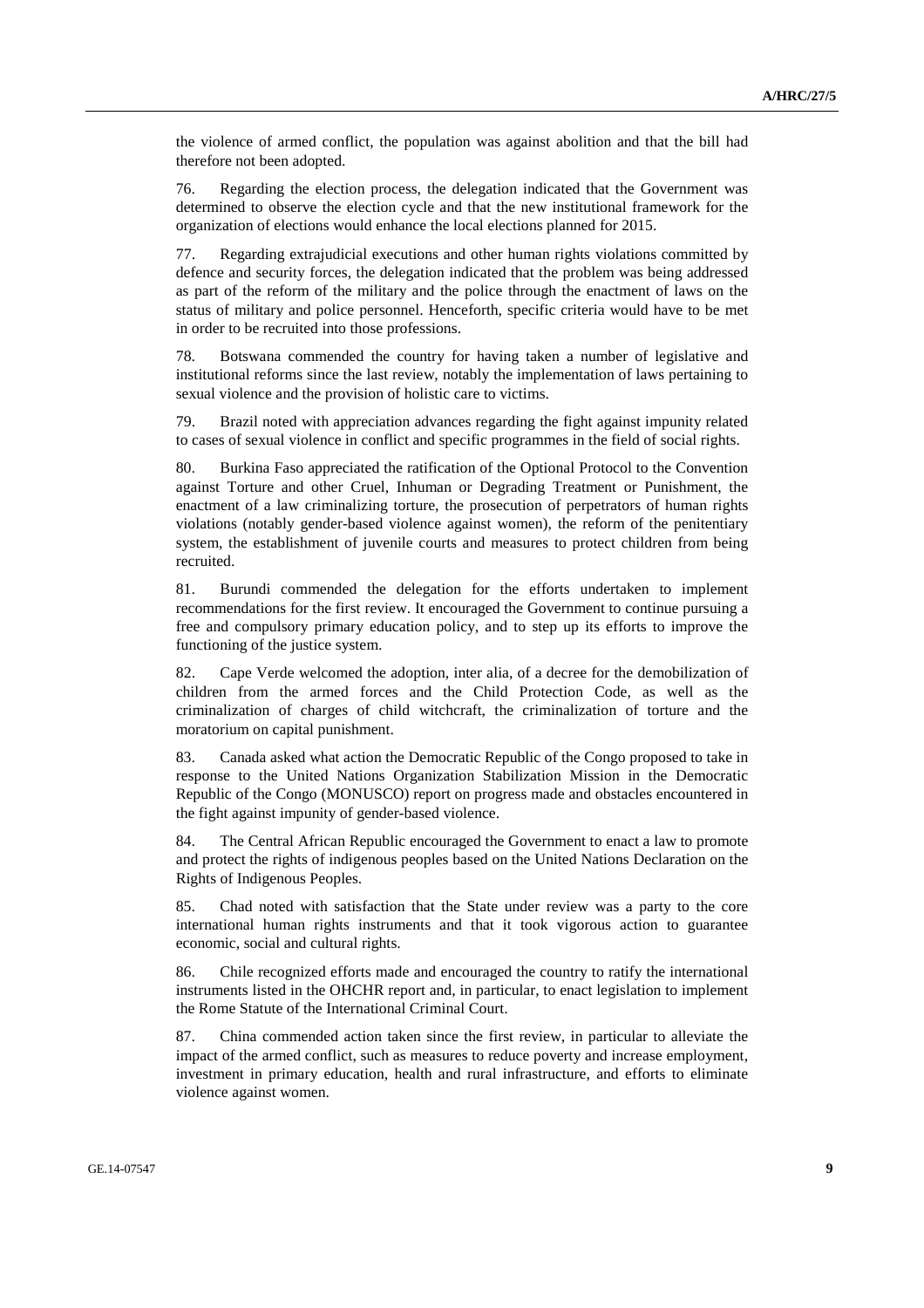the violence of armed conflict, the population was against abolition and that the bill had therefore not been adopted.

76. Regarding the election process, the delegation indicated that the Government was determined to observe the election cycle and that the new institutional framework for the organization of elections would enhance the local elections planned for 2015.

77. Regarding extrajudicial executions and other human rights violations committed by defence and security forces, the delegation indicated that the problem was being addressed as part of the reform of the military and the police through the enactment of laws on the status of military and police personnel. Henceforth, specific criteria would have to be met in order to be recruited into those professions.

78. Botswana commended the country for having taken a number of legislative and institutional reforms since the last review, notably the implementation of laws pertaining to sexual violence and the provision of holistic care to victims.

79. Brazil noted with appreciation advances regarding the fight against impunity related to cases of sexual violence in conflict and specific programmes in the field of social rights.

80. Burkina Faso appreciated the ratification of the Optional Protocol to the Convention against Torture and other Cruel, Inhuman or Degrading Treatment or Punishment, the enactment of a law criminalizing torture, the prosecution of perpetrators of human rights violations (notably gender-based violence against women), the reform of the penitentiary system, the establishment of juvenile courts and measures to protect children from being recruited.

81. Burundi commended the delegation for the efforts undertaken to implement recommendations for the first review. It encouraged the Government to continue pursuing a free and compulsory primary education policy, and to step up its efforts to improve the functioning of the justice system.

82. Cape Verde welcomed the adoption, inter alia, of a decree for the demobilization of children from the armed forces and the Child Protection Code, as well as the criminalization of charges of child witchcraft, the criminalization of torture and the moratorium on capital punishment.

83. Canada asked what action the Democratic Republic of the Congo proposed to take in response to the United Nations Organization Stabilization Mission in the Democratic Republic of the Congo (MONUSCO) report on progress made and obstacles encountered in the fight against impunity of gender-based violence.

84. The Central African Republic encouraged the Government to enact a law to promote and protect the rights of indigenous peoples based on the United Nations Declaration on the Rights of Indigenous Peoples.

85. Chad noted with satisfaction that the State under review was a party to the core international human rights instruments and that it took vigorous action to guarantee economic, social and cultural rights.

86. Chile recognized efforts made and encouraged the country to ratify the international instruments listed in the OHCHR report and, in particular, to enact legislation to implement the Rome Statute of the International Criminal Court.

87. China commended action taken since the first review, in particular to alleviate the impact of the armed conflict, such as measures to reduce poverty and increase employment, investment in primary education, health and rural infrastructure, and efforts to eliminate violence against women.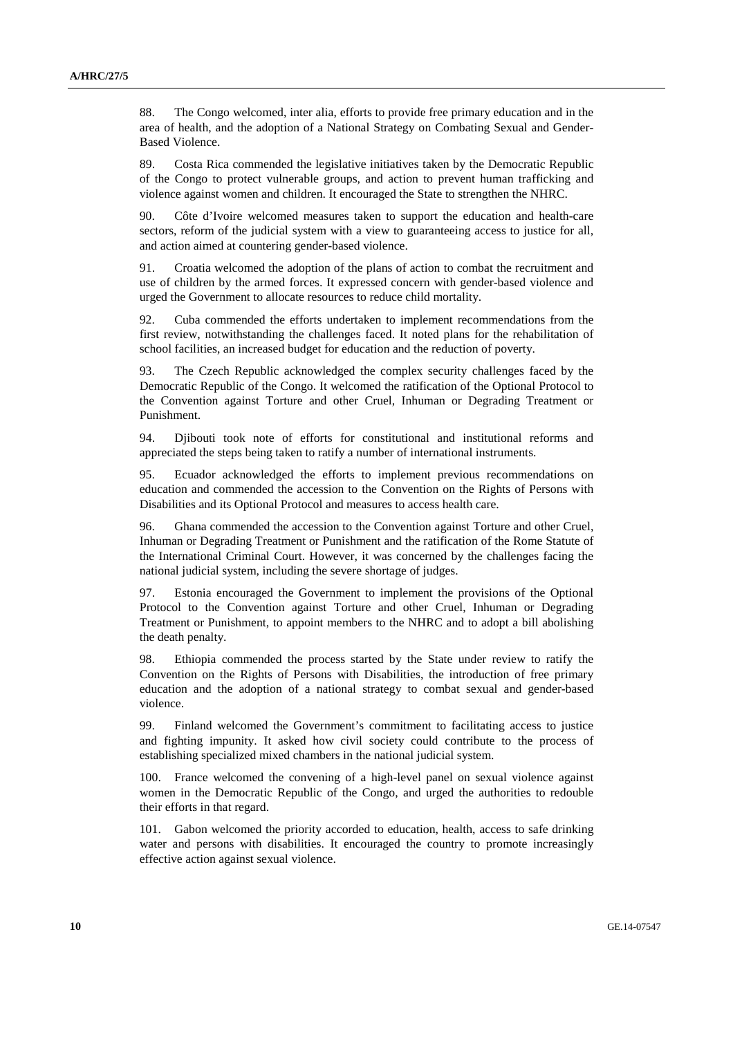88. The Congo welcomed, inter alia, efforts to provide free primary education and in the area of health, and the adoption of a National Strategy on Combating Sexual and Gender-Based Violence.

89. Costa Rica commended the legislative initiatives taken by the Democratic Republic of the Congo to protect vulnerable groups, and action to prevent human trafficking and violence against women and children. It encouraged the State to strengthen the NHRC.

90. Côte d'Ivoire welcomed measures taken to support the education and health-care sectors, reform of the judicial system with a view to guaranteeing access to justice for all, and action aimed at countering gender-based violence.

91. Croatia welcomed the adoption of the plans of action to combat the recruitment and use of children by the armed forces. It expressed concern with gender-based violence and urged the Government to allocate resources to reduce child mortality.

92. Cuba commended the efforts undertaken to implement recommendations from the first review, notwithstanding the challenges faced. It noted plans for the rehabilitation of school facilities, an increased budget for education and the reduction of poverty.

93. The Czech Republic acknowledged the complex security challenges faced by the Democratic Republic of the Congo. It welcomed the ratification of the Optional Protocol to the Convention against Torture and other Cruel, Inhuman or Degrading Treatment or Punishment.

94. Djibouti took note of efforts for constitutional and institutional reforms and appreciated the steps being taken to ratify a number of international instruments.

95. Ecuador acknowledged the efforts to implement previous recommendations on education and commended the accession to the Convention on the Rights of Persons with Disabilities and its Optional Protocol and measures to access health care.

96. Ghana commended the accession to the Convention against Torture and other Cruel, Inhuman or Degrading Treatment or Punishment and the ratification of the Rome Statute of the International Criminal Court. However, it was concerned by the challenges facing the national judicial system, including the severe shortage of judges.

97. Estonia encouraged the Government to implement the provisions of the Optional Protocol to the Convention against Torture and other Cruel, Inhuman or Degrading Treatment or Punishment, to appoint members to the NHRC and to adopt a bill abolishing the death penalty.

98. Ethiopia commended the process started by the State under review to ratify the Convention on the Rights of Persons with Disabilities, the introduction of free primary education and the adoption of a national strategy to combat sexual and gender-based violence.

99. Finland welcomed the Government's commitment to facilitating access to justice and fighting impunity. It asked how civil society could contribute to the process of establishing specialized mixed chambers in the national judicial system.

100. France welcomed the convening of a high-level panel on sexual violence against women in the Democratic Republic of the Congo, and urged the authorities to redouble their efforts in that regard.

101. Gabon welcomed the priority accorded to education, health, access to safe drinking water and persons with disabilities. It encouraged the country to promote increasingly effective action against sexual violence.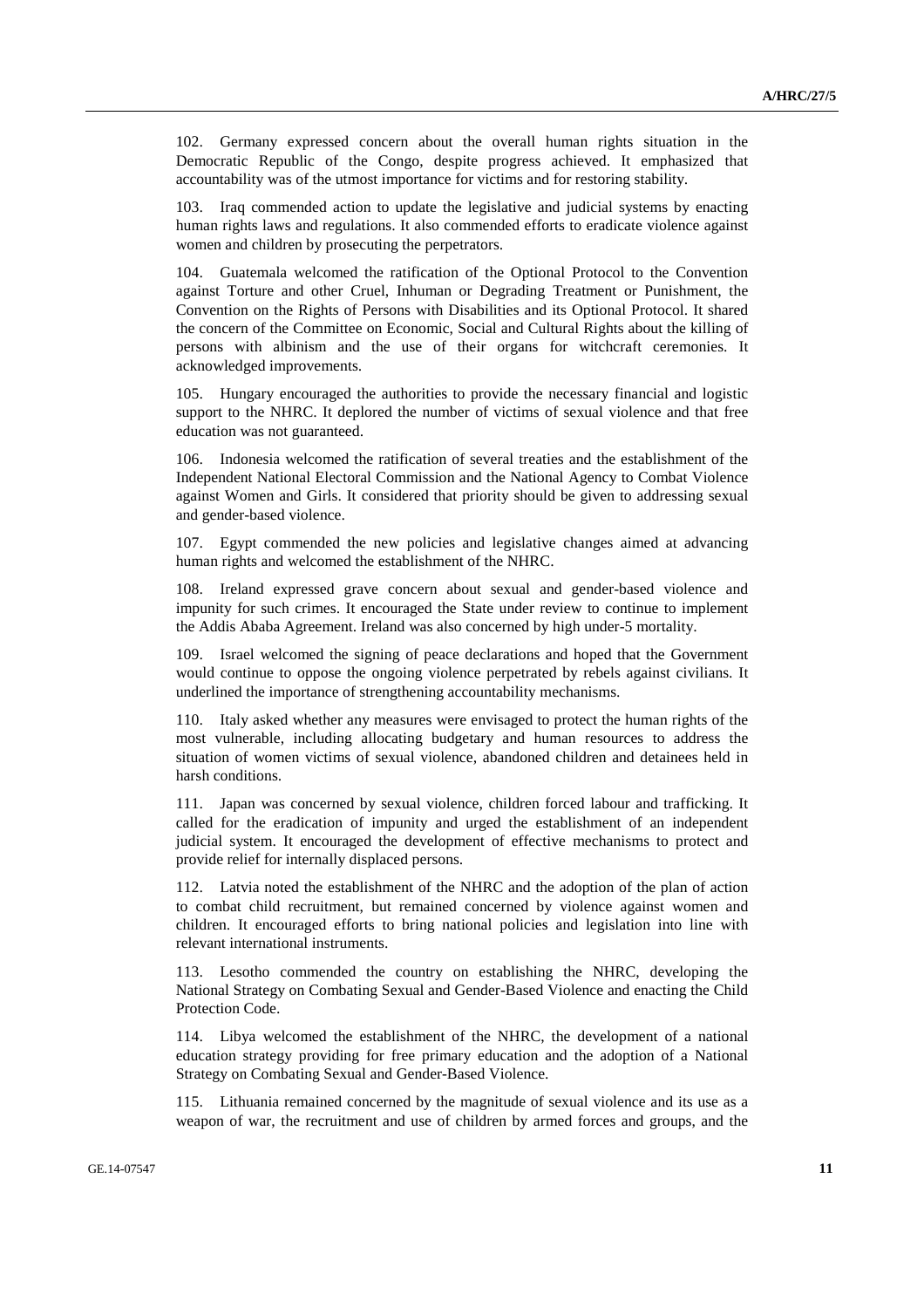102. Germany expressed concern about the overall human rights situation in the Democratic Republic of the Congo, despite progress achieved. It emphasized that accountability was of the utmost importance for victims and for restoring stability.

103. Iraq commended action to update the legislative and judicial systems by enacting human rights laws and regulations. It also commended efforts to eradicate violence against women and children by prosecuting the perpetrators.

104. Guatemala welcomed the ratification of the Optional Protocol to the Convention against Torture and other Cruel, Inhuman or Degrading Treatment or Punishment, the Convention on the Rights of Persons with Disabilities and its Optional Protocol. It shared the concern of the Committee on Economic, Social and Cultural Rights about the killing of persons with albinism and the use of their organs for witchcraft ceremonies. It acknowledged improvements.

105. Hungary encouraged the authorities to provide the necessary financial and logistic support to the NHRC. It deplored the number of victims of sexual violence and that free education was not guaranteed.

106. Indonesia welcomed the ratification of several treaties and the establishment of the Independent National Electoral Commission and the National Agency to Combat Violence against Women and Girls. It considered that priority should be given to addressing sexual and gender-based violence.

107. Egypt commended the new policies and legislative changes aimed at advancing human rights and welcomed the establishment of the NHRC.

108. Ireland expressed grave concern about sexual and gender-based violence and impunity for such crimes. It encouraged the State under review to continue to implement the Addis Ababa Agreement. Ireland was also concerned by high under-5 mortality.

109. Israel welcomed the signing of peace declarations and hoped that the Government would continue to oppose the ongoing violence perpetrated by rebels against civilians. It underlined the importance of strengthening accountability mechanisms.

110. Italy asked whether any measures were envisaged to protect the human rights of the most vulnerable, including allocating budgetary and human resources to address the situation of women victims of sexual violence, abandoned children and detainees held in harsh conditions.

111. Japan was concerned by sexual violence, children forced labour and trafficking. It called for the eradication of impunity and urged the establishment of an independent judicial system. It encouraged the development of effective mechanisms to protect and provide relief for internally displaced persons.

112. Latvia noted the establishment of the NHRC and the adoption of the plan of action to combat child recruitment, but remained concerned by violence against women and children. It encouraged efforts to bring national policies and legislation into line with relevant international instruments.

113. Lesotho commended the country on establishing the NHRC, developing the National Strategy on Combating Sexual and Gender-Based Violence and enacting the Child Protection Code.

114. Libya welcomed the establishment of the NHRC, the development of a national education strategy providing for free primary education and the adoption of a National Strategy on Combating Sexual and Gender-Based Violence.

115. Lithuania remained concerned by the magnitude of sexual violence and its use as a weapon of war, the recruitment and use of children by armed forces and groups, and the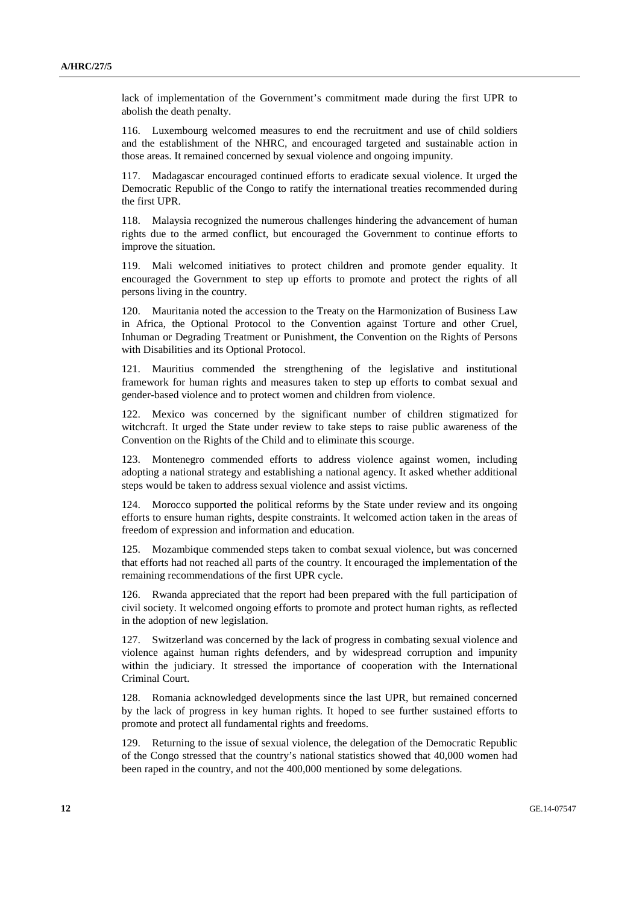lack of implementation of the Government's commitment made during the first UPR to abolish the death penalty.

116. Luxembourg welcomed measures to end the recruitment and use of child soldiers and the establishment of the NHRC, and encouraged targeted and sustainable action in those areas. It remained concerned by sexual violence and ongoing impunity.

117. Madagascar encouraged continued efforts to eradicate sexual violence. It urged the Democratic Republic of the Congo to ratify the international treaties recommended during the first UPR.

118. Malaysia recognized the numerous challenges hindering the advancement of human rights due to the armed conflict, but encouraged the Government to continue efforts to improve the situation.

119. Mali welcomed initiatives to protect children and promote gender equality. It encouraged the Government to step up efforts to promote and protect the rights of all persons living in the country.

120. Mauritania noted the accession to the Treaty on the Harmonization of Business Law in Africa, the Optional Protocol to the Convention against Torture and other Cruel, Inhuman or Degrading Treatment or Punishment, the Convention on the Rights of Persons with Disabilities and its Optional Protocol.

121. Mauritius commended the strengthening of the legislative and institutional framework for human rights and measures taken to step up efforts to combat sexual and gender-based violence and to protect women and children from violence.

122. Mexico was concerned by the significant number of children stigmatized for witchcraft. It urged the State under review to take steps to raise public awareness of the Convention on the Rights of the Child and to eliminate this scourge.

123. Montenegro commended efforts to address violence against women, including adopting a national strategy and establishing a national agency. It asked whether additional steps would be taken to address sexual violence and assist victims.

124. Morocco supported the political reforms by the State under review and its ongoing efforts to ensure human rights, despite constraints. It welcomed action taken in the areas of freedom of expression and information and education.

125. Mozambique commended steps taken to combat sexual violence, but was concerned that efforts had not reached all parts of the country. It encouraged the implementation of the remaining recommendations of the first UPR cycle.

126. Rwanda appreciated that the report had been prepared with the full participation of civil society. It welcomed ongoing efforts to promote and protect human rights, as reflected in the adoption of new legislation.

127. Switzerland was concerned by the lack of progress in combating sexual violence and violence against human rights defenders, and by widespread corruption and impunity within the judiciary. It stressed the importance of cooperation with the International Criminal Court.

128. Romania acknowledged developments since the last UPR, but remained concerned by the lack of progress in key human rights. It hoped to see further sustained efforts to promote and protect all fundamental rights and freedoms.

129. Returning to the issue of sexual violence, the delegation of the Democratic Republic of the Congo stressed that the country's national statistics showed that 40,000 women had been raped in the country, and not the 400,000 mentioned by some delegations.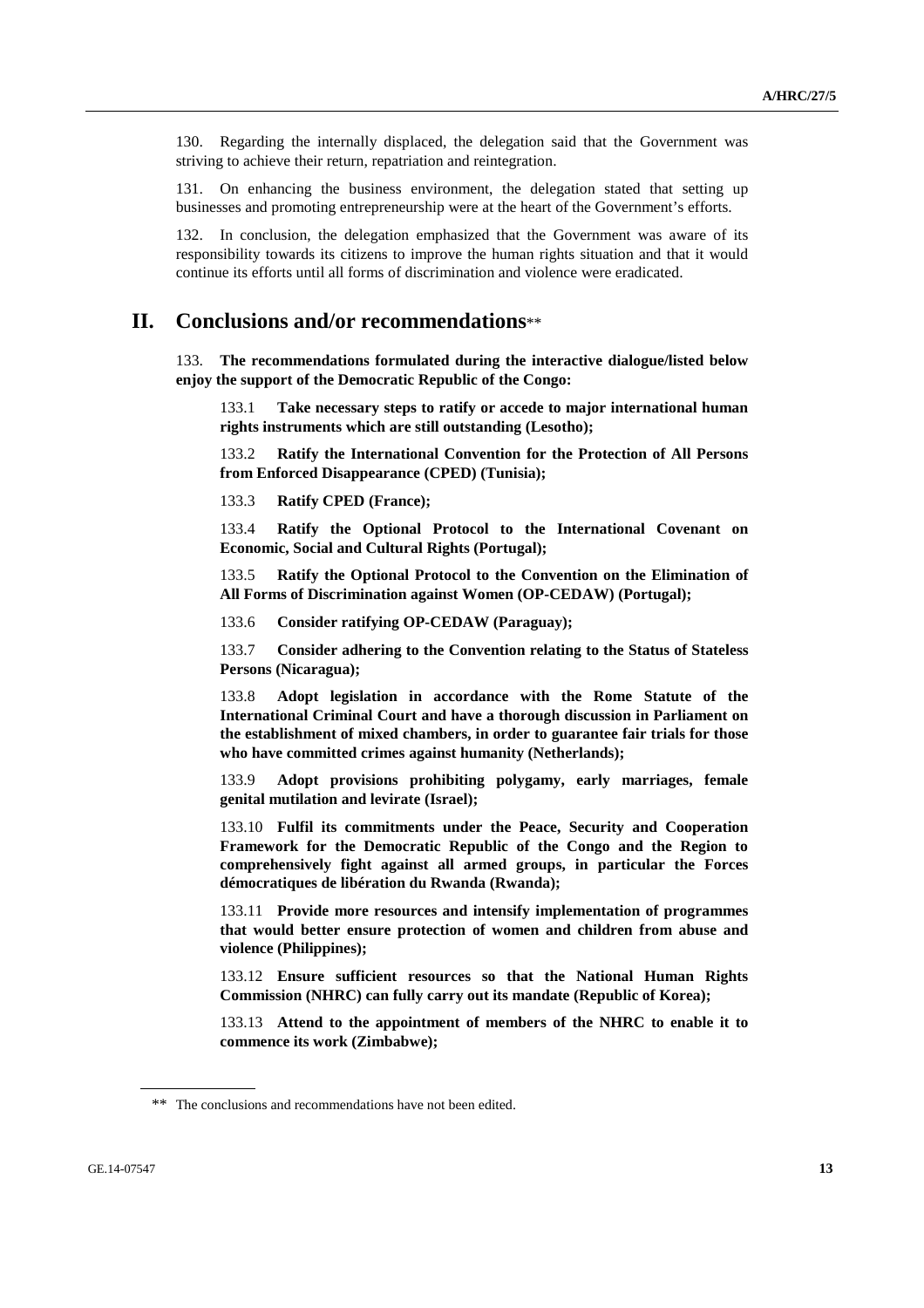130. Regarding the internally displaced, the delegation said that the Government was striving to achieve their return, repatriation and reintegration.

131. On enhancing the business environment, the delegation stated that setting up businesses and promoting entrepreneurship were at the heart of the Government's efforts.

132. In conclusion, the delegation emphasized that the Government was aware of its responsibility towards its citizens to improve the human rights situation and that it would continue its efforts until all forms of discrimination and violence were eradicated.

## II. Conclusions and/or recommendations**

133. **The recommendations formulated during the interactive dialogue/listed below enjoy the support of the Democratic Republic of the Congo:**

133.1 **Take necessary steps to ratify or accede to major international human rights instruments which are still outstanding (Lesotho);**

133.2 **Ratify the International Convention for the Protection of All Persons from Enforced Disappearance (CPED) (Tunisia);**

133.3 **Ratify CPED (France);**

133.4 **Ratify the Optional Protocol to the International Covenant on Economic, Social and Cultural Rights (Portugal);**

133.5 **Ratify the Optional Protocol to the Convention on the Elimination of All Forms of Discrimination against Women (OP-CEDAW) (Portugal);**

133.6 **Consider ratifying OP-CEDAW (Paraguay);**

133.7 **Consider adhering to the Convention relating to the Status of Stateless Persons (Nicaragua);**

133.8 **Adopt legislation in accordance with the Rome Statute of the International Criminal Court and have a thorough discussion in Parliament on the establishment of mixed chambers, in order to guarantee fair trials for those who have committed crimes against humanity (Netherlands);**

133.9 **Adopt provisions prohibiting polygamy, early marriages, female genital mutilation and levirate (Israel);**

133.10 **Fulfil its commitments under the Peace, Security and Cooperation Framework for the Democratic Republic of the Congo and the Region to comprehensively fight against all armed groups, in particular the Forces démocratiques de libération du Rwanda (Rwanda);**

133.11 **Provide more resources and intensify implementation of programmes that would better ensure protection of women and children from abuse and violence (Philippines);**

133.12 **Ensure sufficient resources so that the National Human Rights Commission (NHRC) can fully carry out its mandate (Republic of Korea);**

133.13 **Attend to the appointment of members of the NHRC to enable it to commence its work (Zimbabwe);**

** The conclusions and recommendations have not been edited.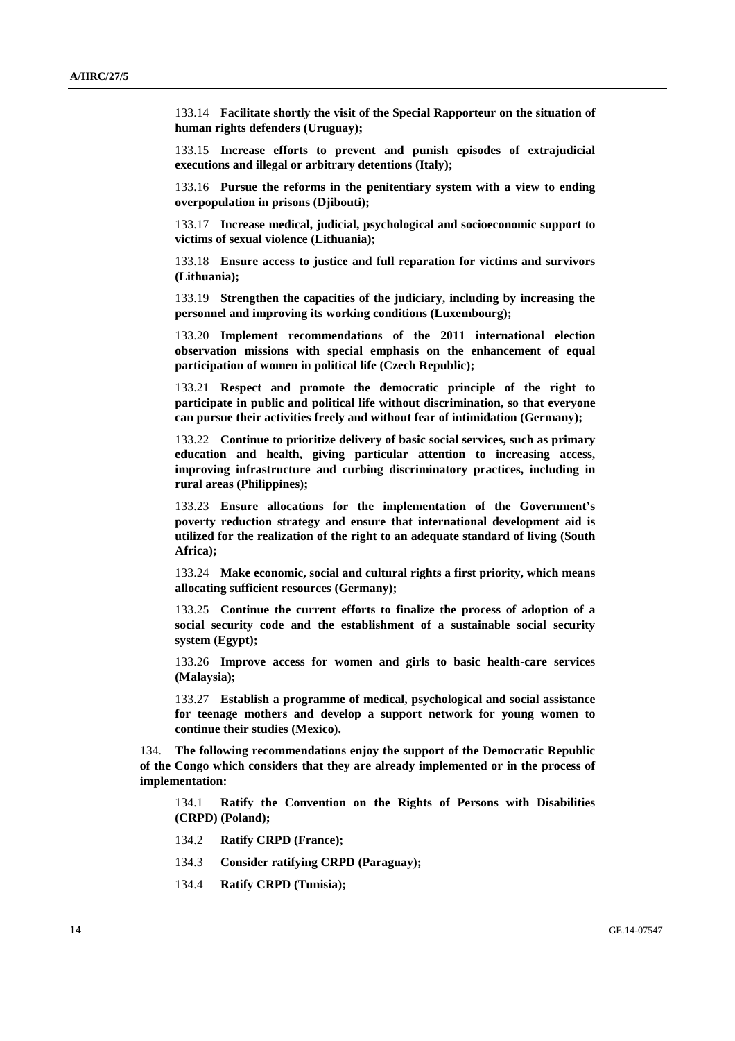133.14 **Facilitate shortly the visit of the Special Rapporteur on the situation of human rights defenders (Uruguay);**

133.15 **Increase efforts to prevent and punish episodes of extrajudicial executions and illegal or arbitrary detentions (Italy);**

133.16 **Pursue the reforms in the penitentiary system with a view to ending overpopulation in prisons (Djibouti);**

133.17 **Increase medical, judicial, psychological and socioeconomic support to victims of sexual violence (Lithuania);**

133.18 **Ensure access to justice and full reparation for victims and survivors (Lithuania);**

133.19 **Strengthen the capacities of the judiciary, including by increasing the personnel and improving its working conditions (Luxembourg);**

133.20 **Implement recommendations of the 2011 international election observation missions with special emphasis on the enhancement of equal participation of women in political life (Czech Republic);**

133.21 **Respect and promote the democratic principle of the right to participate in public and political life without discrimination, so that everyone can pursue their activities freely and without fear of intimidation (Germany);**

133.22 **Continue to prioritize delivery of basic social services, such as primary education and health, giving particular attention to increasing access, improving infrastructure and curbing discriminatory practices, including in rural areas (Philippines);**

133.23 **Ensure allocations for the implementation of the Government's poverty reduction strategy and ensure that international development aid is utilized for the realization of the right to an adequate standard of living (South Africa);**

133.24 **Make economic, social and cultural rights a first priority, which means allocating sufficient resources (Germany);**

133.25 **Continue the current efforts to finalize the process of adoption of a social security code and the establishment of a sustainable social security system (Egypt);**

133.26 **Improve access for women and girls to basic health-care services (Malaysia);**

133.27 **Establish a programme of medical, psychological and social assistance for teenage mothers and develop a support network for young women to continue their studies (Mexico).**

134. **The following recommendations enjoy the support of the Democratic Republic of the Congo which considers that they are already implemented or in the process of implementation:**

134.1 **Ratify the Convention on the Rights of Persons with Disabilities (CRPD) (Poland);**

134.2 **Ratify CRPD (France);**

134.3 **Consider ratifying CRPD (Paraguay);**

134.4 **Ratify CRPD (Tunisia);**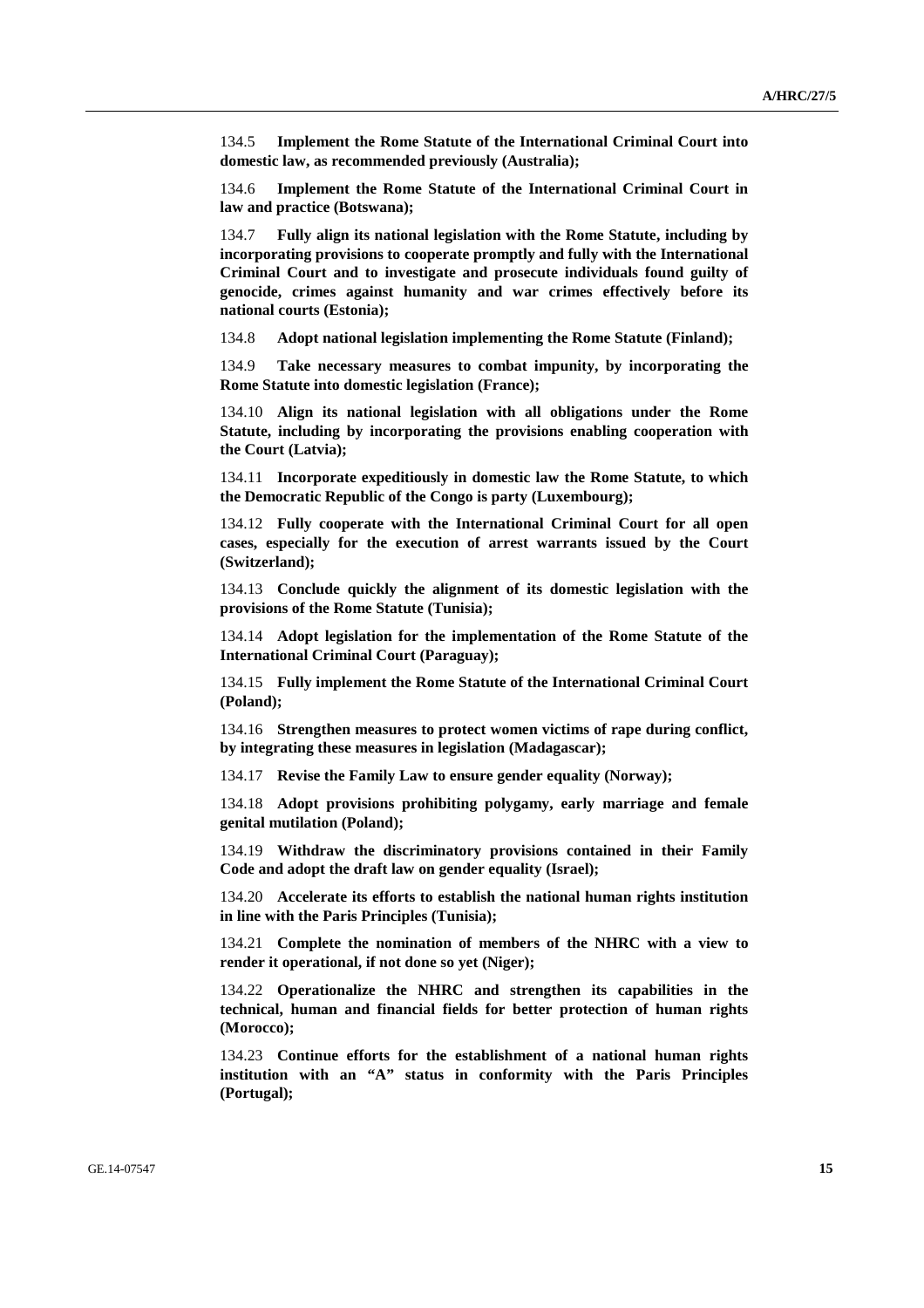134.5 **Implement the Rome Statute of the International Criminal Court into domestic law, as recommended previously (Australia);**

134.6 **Implement the Rome Statute of the International Criminal Court in law and practice (Botswana);**

134.7 **Fully align its national legislation with the Rome Statute, including by incorporating provisions to cooperate promptly and fully with the International Criminal Court and to investigate and prosecute individuals found guilty of genocide, crimes against humanity and war crimes effectively before its national courts (Estonia);**

134.8 **Adopt national legislation implementing the Rome Statute (Finland);**

134.9 **Take necessary measures to combat impunity, by incorporating the Rome Statute into domestic legislation (France);**

134.10 **Align its national legislation with all obligations under the Rome Statute, including by incorporating the provisions enabling cooperation with the Court (Latvia);**

134.11 **Incorporate expeditiously in domestic law the Rome Statute, to which the Democratic Republic of the Congo is party (Luxembourg);**

134.12 **Fully cooperate with the International Criminal Court for all open cases, especially for the execution of arrest warrants issued by the Court (Switzerland);**

134.13 **Conclude quickly the alignment of its domestic legislation with the provisions of the Rome Statute (Tunisia);**

134.14 **Adopt legislation for the implementation of the Rome Statute of the International Criminal Court (Paraguay);**

134.15 **Fully implement the Rome Statute of the International Criminal Court (Poland);**

134.16 **Strengthen measures to protect women victims of rape during conflict, by integrating these measures in legislation (Madagascar);**

134.17 **Revise the Family Law to ensure gender equality (Norway);**

134.18 **Adopt provisions prohibiting polygamy, early marriage and female genital mutilation (Poland);**

134.19 **Withdraw the discriminatory provisions contained in their Family Code and adopt the draft law on gender equality (Israel);**

134.20 **Accelerate its efforts to establish the national human rights institution in line with the Paris Principles (Tunisia);**

134.21 **Complete the nomination of members of the NHRC with a view to render it operational, if not done so yet (Niger);**

134.22 **Operationalize the NHRC and strengthen its capabilities in the technical, human and financial fields for better protection of human rights (Morocco);**

134.23 **Continue efforts for the establishment of a national human rights institution with an "A" status in conformity with the Paris Principles (Portugal);**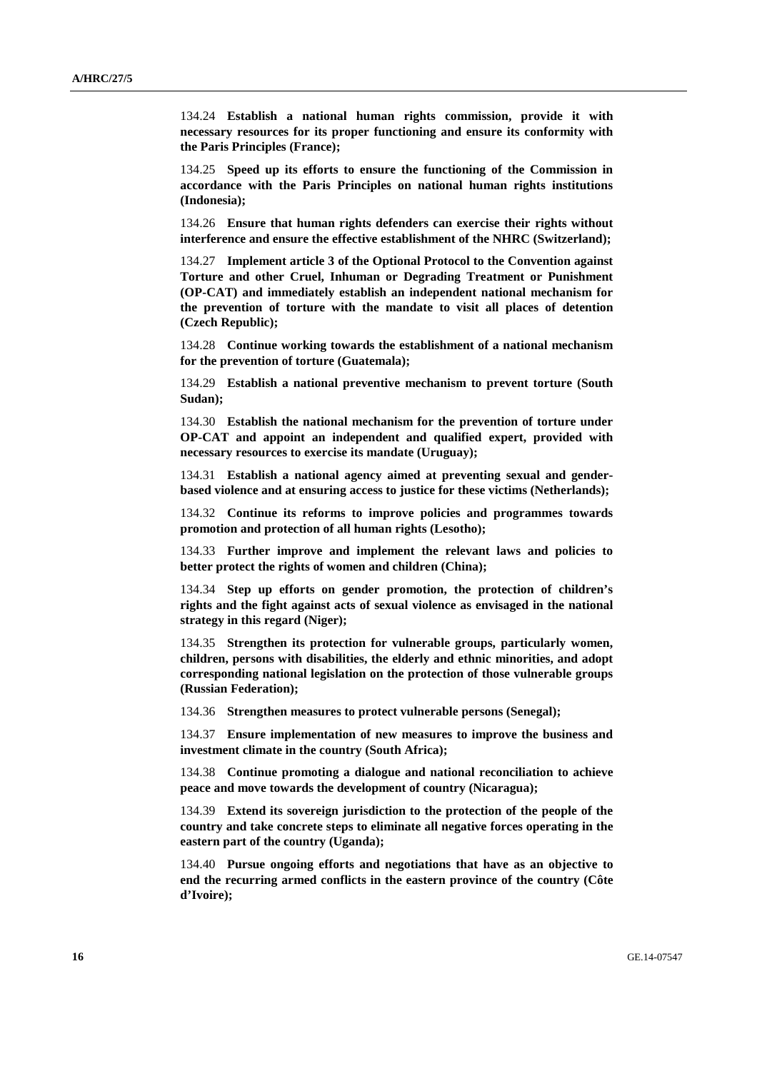134.24 **Establish a national human rights commission, provide it with necessary resources for its proper functioning and ensure its conformity with the Paris Principles (France);**

134.25 **Speed up its efforts to ensure the functioning of the Commission in accordance with the Paris Principles on national human rights institutions (Indonesia);**

134.26 **Ensure that human rights defenders can exercise their rights without interference and ensure the effective establishment of the NHRC (Switzerland);**

134.27 **Implement article 3 of the Optional Protocol to the Convention against Torture and other Cruel, Inhuman or Degrading Treatment or Punishment (OP-CAT) and immediately establish an independent national mechanism for the prevention of torture with the mandate to visit all places of detention (Czech Republic);**

134.28 **Continue working towards the establishment of a national mechanism for the prevention of torture (Guatemala);**

134.29 **Establish a national preventive mechanism to prevent torture (South Sudan);**

134.30 **Establish the national mechanism for the prevention of torture under OP-CAT and appoint an independent and qualified expert, provided with necessary resources to exercise its mandate (Uruguay);**

134.31 **Establish a national agency aimed at preventing sexual and gender-based violence and at ensuring access to justice for these victims (Netherlands);**

134.32 **Continue its reforms to improve policies and programmes towards promotion and protection of all human rights (Lesotho);**

134.33 **Further improve and implement the relevant laws and policies to better protect the rights of women and children (China);**

134.34 **Step up efforts on gender promotion, the protection of children's rights and the fight against acts of sexual violence as envisaged in the national strategy in this regard (Niger);**

134.35 **Strengthen its protection for vulnerable groups, particularly women, children, persons with disabilities, the elderly and ethnic minorities, and adopt corresponding national legislation on the protection of those vulnerable groups (Russian Federation);**

134.36 **Strengthen measures to protect vulnerable persons (Senegal);**

134.37 **Ensure implementation of new measures to improve the business and investment climate in the country (South Africa);**

134.38 **Continue promoting a dialogue and national reconciliation to achieve peace and move towards the development of country (Nicaragua);**

134.39 **Extend its sovereign jurisdiction to the protection of the people of the country and take concrete steps to eliminate all negative forces operating in the eastern part of the country (Uganda);**

134.40 **Pursue ongoing efforts and negotiations that have as an objective to end the recurring armed conflicts in the eastern province of the country (Côte d'Ivoire);**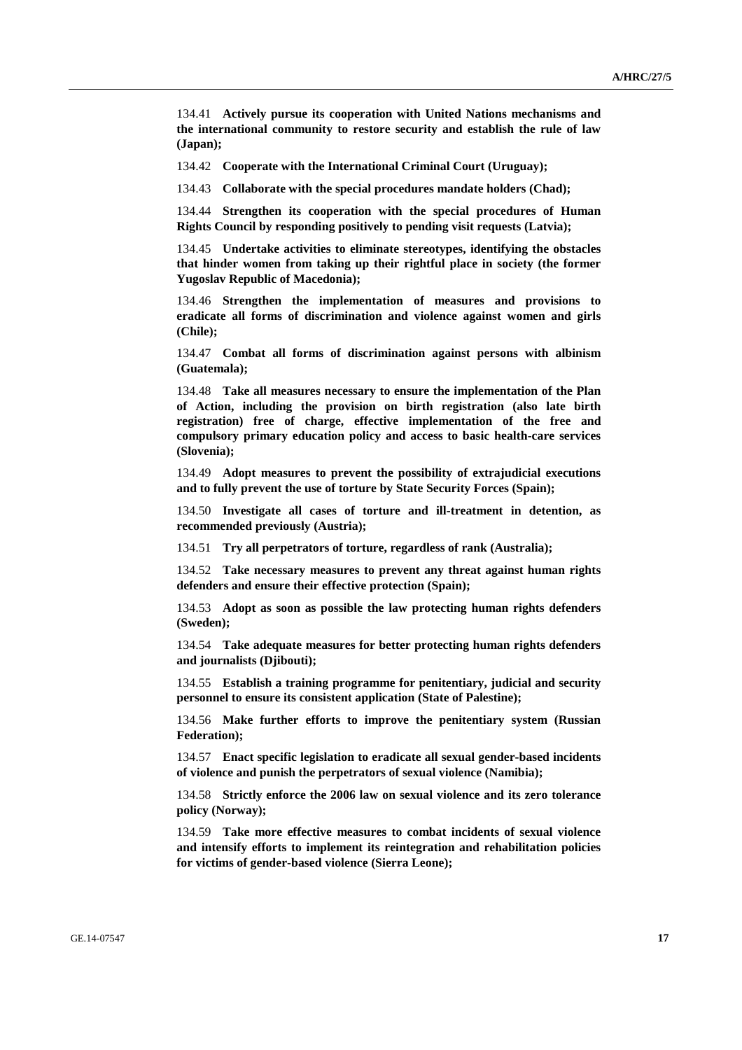134.41 **Actively pursue its cooperation with United Nations mechanisms and the international community to restore security and establish the rule of law (Japan);**

134.42 **Cooperate with the International Criminal Court (Uruguay);**

134.43 **Collaborate with the special procedures mandate holders (Chad);**

134.44 **Strengthen its cooperation with the special procedures of Human Rights Council by responding positively to pending visit requests (Latvia);**

134.45 **Undertake activities to eliminate stereotypes, identifying the obstacles that hinder women from taking up their rightful place in society (the former Yugoslav Republic of Macedonia);**

134.46 **Strengthen the implementation of measures and provisions to eradicate all forms of discrimination and violence against women and girls (Chile);**

134.47 **Combat all forms of discrimination against persons with albinism (Guatemala);**

134.48 **Take all measures necessary to ensure the implementation of the Plan of Action, including the provision on birth registration (also late birth registration) free of charge, effective implementation of the free and compulsory primary education policy and access to basic health-care services (Slovenia);**

134.49 **Adopt measures to prevent the possibility of extrajudicial executions and to fully prevent the use of torture by State Security Forces (Spain);**

134.50 **Investigate all cases of torture and ill-treatment in detention, as recommended previously (Austria);**

134.51 **Try all perpetrators of torture, regardless of rank (Australia);**

134.52 **Take necessary measures to prevent any threat against human rights defenders and ensure their effective protection (Spain);**

134.53 **Adopt as soon as possible the law protecting human rights defenders (Sweden);**

134.54 **Take adequate measures for better protecting human rights defenders and journalists (Djibouti);**

134.55 **Establish a training programme for penitentiary, judicial and security personnel to ensure its consistent application (State of Palestine);**

134.56 **Make further efforts to improve the penitentiary system (Russian Federation);**

134.57 **Enact specific legislation to eradicate all sexual gender-based incidents of violence and punish the perpetrators of sexual violence (Namibia);**

134.58 **Strictly enforce the 2006 law on sexual violence and its zero tolerance policy (Norway);**

134.59 **Take more effective measures to combat incidents of sexual violence and intensify efforts to implement its reintegration and rehabilitation policies for victims of gender-based violence (Sierra Leone);**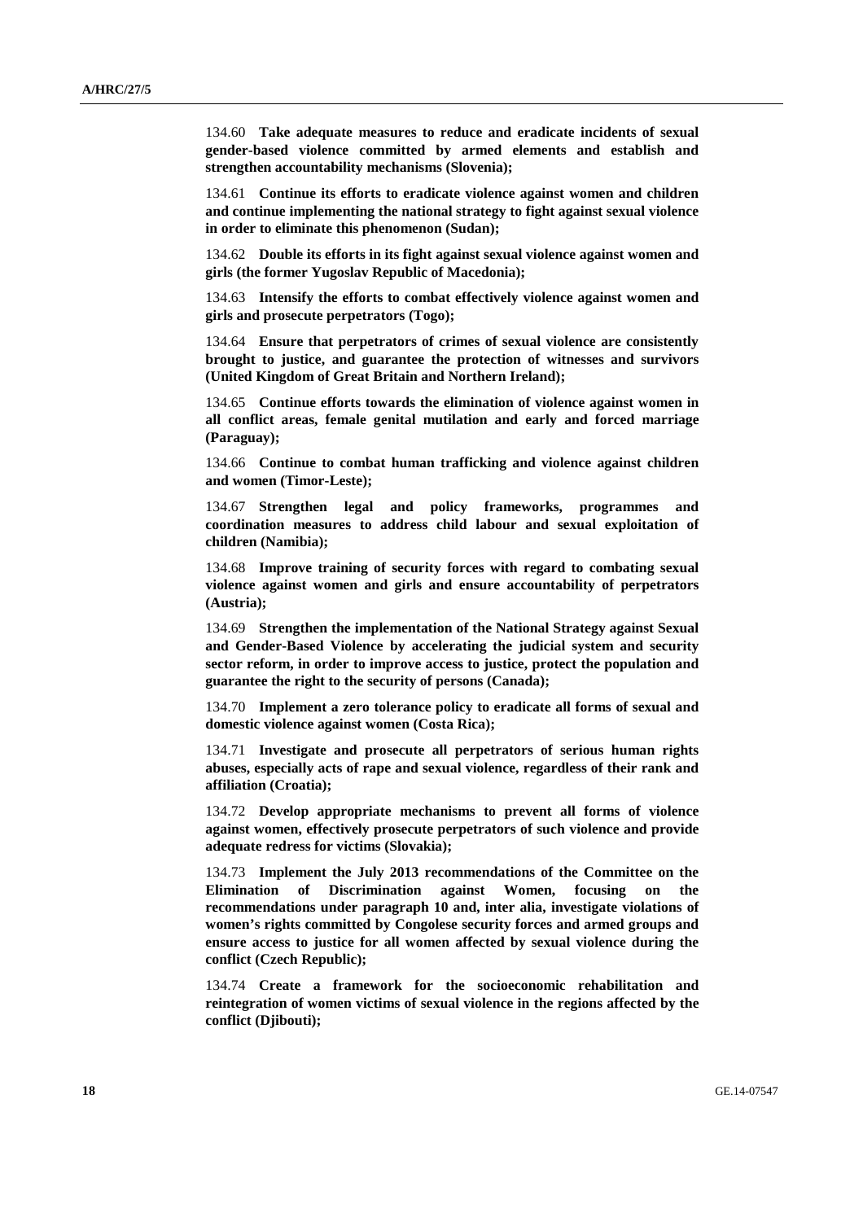134.60 **Take adequate measures to reduce and eradicate incidents of sexual gender-based violence committed by armed elements and establish and strengthen accountability mechanisms (Slovenia);**

134.61 **Continue its efforts to eradicate violence against women and children and continue implementing the national strategy to fight against sexual violence in order to eliminate this phenomenon (Sudan);**

134.62 **Double its efforts in its fight against sexual violence against women and girls (the former Yugoslav Republic of Macedonia);**

134.63 **Intensify the efforts to combat effectively violence against women and girls and prosecute perpetrators (Togo);**

134.64 **Ensure that perpetrators of crimes of sexual violence are consistently brought to justice, and guarantee the protection of witnesses and survivors (United Kingdom of Great Britain and Northern Ireland);**

134.65 **Continue efforts towards the elimination of violence against women in all conflict areas, female genital mutilation and early and forced marriage (Paraguay);**

134.66 **Continue to combat human trafficking and violence against children and women (Timor-Leste);**

134.67 **Strengthen legal and policy frameworks, programmes and coordination measures to address child labour and sexual exploitation of children (Namibia);**

134.68 **Improve training of security forces with regard to combating sexual violence against women and girls and ensure accountability of perpetrators (Austria);**

134.69 **Strengthen the implementation of the National Strategy against Sexual and Gender-Based Violence by accelerating the judicial system and security sector reform, in order to improve access to justice, protect the population and guarantee the right to the security of persons (Canada);**

134.70 **Implement a zero tolerance policy to eradicate all forms of sexual and domestic violence against women (Costa Rica);**

134.71 **Investigate and prosecute all perpetrators of serious human rights abuses, especially acts of rape and sexual violence, regardless of their rank and affiliation (Croatia);**

134.72 **Develop appropriate mechanisms to prevent all forms of violence against women, effectively prosecute perpetrators of such violence and provide adequate redress for victims (Slovakia);**

134.73 **Implement the July 2013 recommendations of the Committee on the Elimination of Discrimination against Women, focusing on the recommendations under paragraph 10 and, inter alia, investigate violations of women's rights committed by Congolese security forces and armed groups and ensure access to justice for all women affected by sexual violence during the conflict (Czech Republic);**

134.74 **Create a framework for the socioeconomic rehabilitation and reintegration of women victims of sexual violence in the regions affected by the conflict (Djibouti);**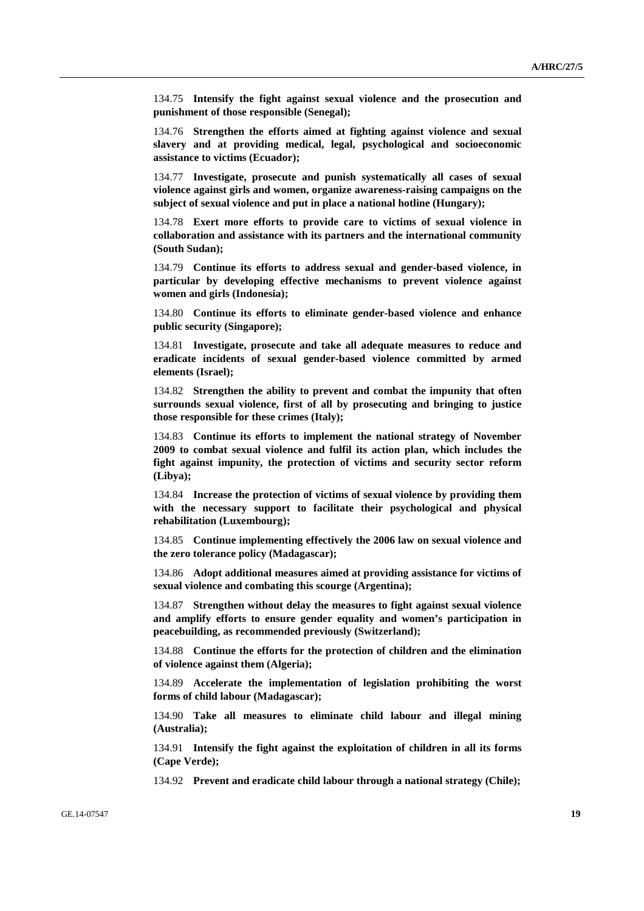134.75 **Intensify the fight against sexual violence and the prosecution and punishment of those responsible (Senegal);**

134.76 **Strengthen the efforts aimed at fighting against violence and sexual slavery and at providing medical, legal, psychological and socioeconomic assistance to victims (Ecuador);**

134.77 **Investigate, prosecute and punish systematically all cases of sexual violence against girls and women, organize awareness-raising campaigns on the subject of sexual violence and put in place a national hotline (Hungary);**

134.78 **Exert more efforts to provide care to victims of sexual violence in collaboration and assistance with its partners and the international community (South Sudan);**

134.79 **Continue its efforts to address sexual and gender-based violence, in particular by developing effective mechanisms to prevent violence against women and girls (Indonesia);**

134.80 **Continue its efforts to eliminate gender-based violence and enhance public security (Singapore);**

134.81 **Investigate, prosecute and take all adequate measures to reduce and eradicate incidents of sexual gender-based violence committed by armed elements (Israel);**

134.82 **Strengthen the ability to prevent and combat the impunity that often surrounds sexual violence, first of all by prosecuting and bringing to justice those responsible for these crimes (Italy);**

134.83 **Continue its efforts to implement the national strategy of November 2009 to combat sexual violence and fulfil its action plan, which includes the fight against impunity, the protection of victims and security sector reform (Libya);**

134.84 **Increase the protection of victims of sexual violence by providing them with the necessary support to facilitate their psychological and physical rehabilitation (Luxembourg);**

134.85 **Continue implementing effectively the 2006 law on sexual violence and the zero tolerance policy (Madagascar);**

134.86 **Adopt additional measures aimed at providing assistance for victims of sexual violence and combating this scourge (Argentina);**

134.87 **Strengthen without delay the measures to fight against sexual violence and amplify efforts to ensure gender equality and women's participation in peacebuilding, as recommended previously (Switzerland);**

134.88 **Continue the efforts for the protection of children and the elimination of violence against them (Algeria);**

134.89 **Accelerate the implementation of legislation prohibiting the worst forms of child labour (Madagascar);**

134.90 **Take all measures to eliminate child labour and illegal mining (Australia);**

134.91 **Intensify the fight against the exploitation of children in all its forms (Cape Verde);**

134.92 **Prevent and eradicate child labour through a national strategy (Chile);**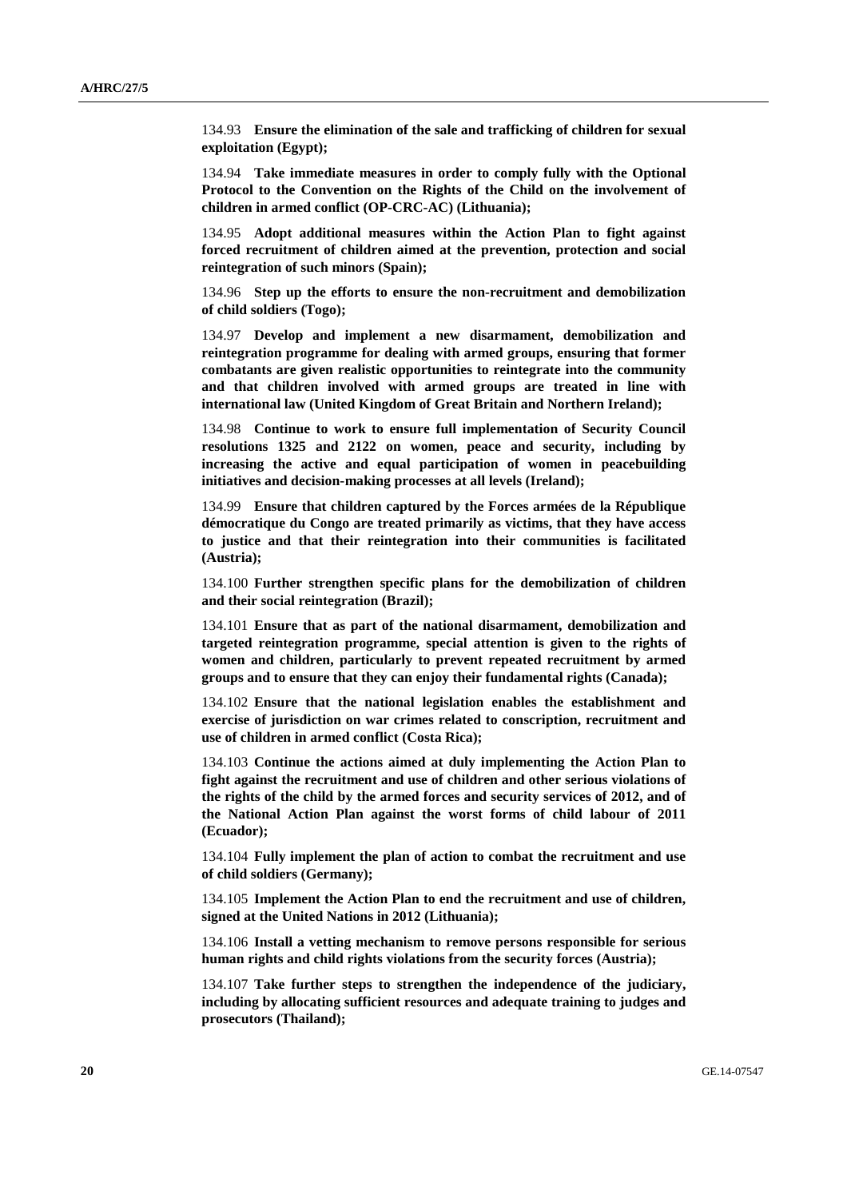134.93 **Ensure the elimination of the sale and trafficking of children for sexual exploitation (Egypt);**

134.94 **Take immediate measures in order to comply fully with the Optional Protocol to the Convention on the Rights of the Child on the involvement of children in armed conflict (OP-CRC-AC) (Lithuania);**

134.95 **Adopt additional measures within the Action Plan to fight against forced recruitment of children aimed at the prevention, protection and social reintegration of such minors (Spain);**

134.96 **Step up the efforts to ensure the non-recruitment and demobilization of child soldiers (Togo);**

134.97 **Develop and implement a new disarmament, demobilization and reintegration programme for dealing with armed groups, ensuring that former combatants are given realistic opportunities to reintegrate into the community and that children involved with armed groups are treated in line with international law (United Kingdom of Great Britain and Northern Ireland);**

134.98 **Continue to work to ensure full implementation of Security Council resolutions 1325 and 2122 on women, peace and security, including by increasing the active and equal participation of women in peacebuilding initiatives and decision-making processes at all levels (Ireland);**

134.99 **Ensure that children captured by the Forces armées de la République démocratique du Congo are treated primarily as victims, that they have access to justice and that their reintegration into their communities is facilitated (Austria);**

134.100 **Further strengthen specific plans for the demobilization of children and their social reintegration (Brazil);**

134.101 **Ensure that as part of the national disarmament, demobilization and targeted reintegration programme, special attention is given to the rights of women and children, particularly to prevent repeated recruitment by armed groups and to ensure that they can enjoy their fundamental rights (Canada);**

134.102 **Ensure that the national legislation enables the establishment and exercise of jurisdiction on war crimes related to conscription, recruitment and use of children in armed conflict (Costa Rica);**

134.103 **Continue the actions aimed at duly implementing the Action Plan to fight against the recruitment and use of children and other serious violations of the rights of the child by the armed forces and security services of 2012, and of the National Action Plan against the worst forms of child labour of 2011 (Ecuador);**

134.104 **Fully implement the plan of action to combat the recruitment and use of child soldiers (Germany);**

134.105 **Implement the Action Plan to end the recruitment and use of children, signed at the United Nations in 2012 (Lithuania);**

134.106 **Install a vetting mechanism to remove persons responsible for serious human rights and child rights violations from the security forces (Austria);**

134.107 **Take further steps to strengthen the independence of the judiciary, including by allocating sufficient resources and adequate training to judges and prosecutors (Thailand);**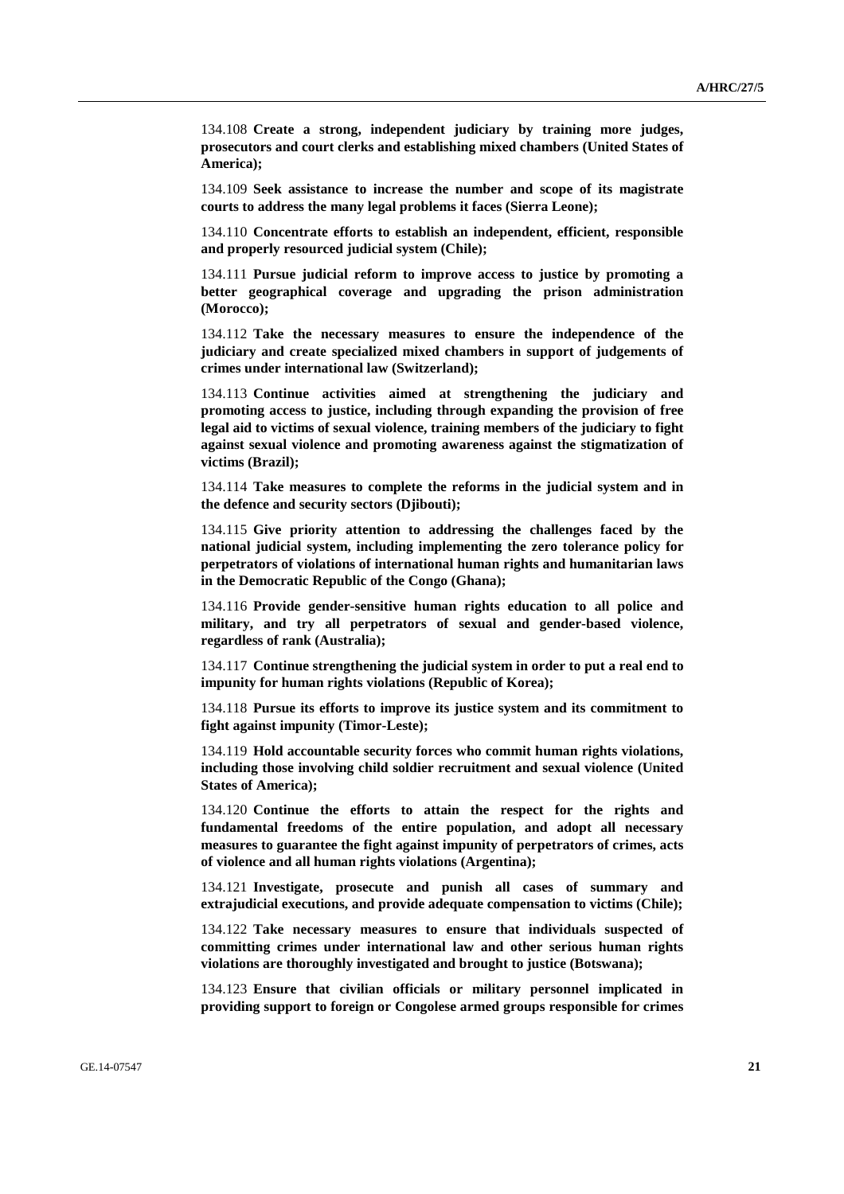134.108 **Create a strong, independent judiciary by training more judges, prosecutors and court clerks and establishing mixed chambers (United States of America);**

134.109 **Seek assistance to increase the number and scope of its magistrate courts to address the many legal problems it faces (Sierra Leone);**

134.110 **Concentrate efforts to establish an independent, efficient, responsible and properly resourced judicial system (Chile);**

134.111 **Pursue judicial reform to improve access to justice by promoting a better geographical coverage and upgrading the prison administration (Morocco);**

134.112 **Take the necessary measures to ensure the independence of the judiciary and create specialized mixed chambers in support of judgements of crimes under international law (Switzerland);**

134.113 **Continue activities aimed at strengthening the judiciary and promoting access to justice, including through expanding the provision of free legal aid to victims of sexual violence, training members of the judiciary to fight against sexual violence and promoting awareness against the stigmatization of victims (Brazil);**

134.114 **Take measures to complete the reforms in the judicial system and in the defence and security sectors (Djibouti);**

134.115 **Give priority attention to addressing the challenges faced by the national judicial system, including implementing the zero tolerance policy for perpetrators of violations of international human rights and humanitarian laws in the Democratic Republic of the Congo (Ghana);**

134.116 **Provide gender-sensitive human rights education to all police and military, and try all perpetrators of sexual and gender-based violence, regardless of rank (Australia);**

134.117 **Continue strengthening the judicial system in order to put a real end to impunity for human rights violations (Republic of Korea);**

134.118 **Pursue its efforts to improve its justice system and its commitment to fight against impunity (Timor-Leste);**

134.119 **Hold accountable security forces who commit human rights violations, including those involving child soldier recruitment and sexual violence (United States of America);**

134.120 **Continue the efforts to attain the respect for the rights and fundamental freedoms of the entire population, and adopt all necessary measures to guarantee the fight against impunity of perpetrators of crimes, acts of violence and all human rights violations (Argentina);**

134.121 **Investigate, prosecute and punish all cases of summary and extrajudicial executions, and provide adequate compensation to victims (Chile);**

134.122 **Take necessary measures to ensure that individuals suspected of committing crimes under international law and other serious human rights violations are thoroughly investigated and brought to justice (Botswana);**

134.123 **Ensure that civilian officials or military personnel implicated in providing support to foreign or Congolese armed groups responsible for crimes**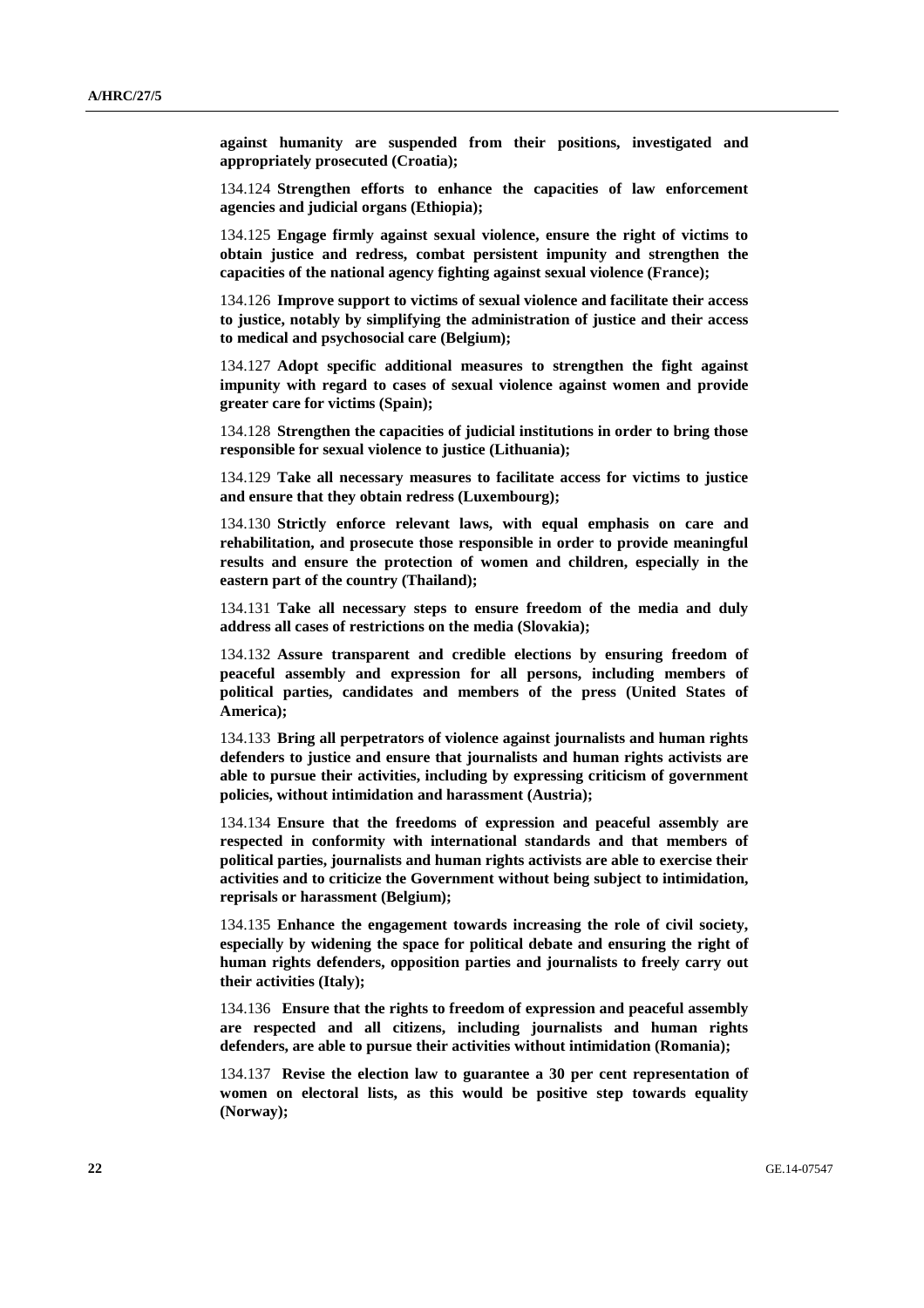**against humanity are suspended from their positions, investigated and appropriately prosecuted (Croatia);**

134.124 **Strengthen efforts to enhance the capacities of law enforcement agencies and judicial organs (Ethiopia);**

134.125 **Engage firmly against sexual violence, ensure the right of victims to obtain justice and redress, combat persistent impunity and strengthen the capacities of the national agency fighting against sexual violence (France);**

134.126 **Improve support to victims of sexual violence and facilitate their access to justice, notably by simplifying the administration of justice and their access to medical and psychosocial care (Belgium);**

134.127 **Adopt specific additional measures to strengthen the fight against impunity with regard to cases of sexual violence against women and provide greater care for victims (Spain);**

134.128 **Strengthen the capacities of judicial institutions in order to bring those responsible for sexual violence to justice (Lithuania);**

134.129 **Take all necessary measures to facilitate access for victims to justice and ensure that they obtain redress (Luxembourg);**

134.130 **Strictly enforce relevant laws, with equal emphasis on care and rehabilitation, and prosecute those responsible in order to provide meaningful results and ensure the protection of women and children, especially in the eastern part of the country (Thailand);**

134.131 **Take all necessary steps to ensure freedom of the media and duly address all cases of restrictions on the media (Slovakia);**

134.132 **Assure transparent and credible elections by ensuring freedom of peaceful assembly and expression for all persons, including members of political parties, candidates and members of the press (United States of America);**

134.133 **Bring all perpetrators of violence against journalists and human rights defenders to justice and ensure that journalists and human rights activists are able to pursue their activities, including by expressing criticism of government policies, without intimidation and harassment (Austria);**

134.134 **Ensure that the freedoms of expression and peaceful assembly are respected in conformity with international standards and that members of political parties, journalists and human rights activists are able to exercise their activities and to criticize the Government without being subject to intimidation, reprisals or harassment (Belgium);**

134.135 **Enhance the engagement towards increasing the role of civil society, especially by widening the space for political debate and ensuring the right of human rights defenders, opposition parties and journalists to freely carry out their activities (Italy);**

134.136 **Ensure that the rights to freedom of expression and peaceful assembly are respected and all citizens, including journalists and human rights defenders, are able to pursue their activities without intimidation (Romania);**

134.137 **Revise the election law to guarantee a 30 per cent representation of women on electoral lists, as this would be positive step towards equality (Norway);**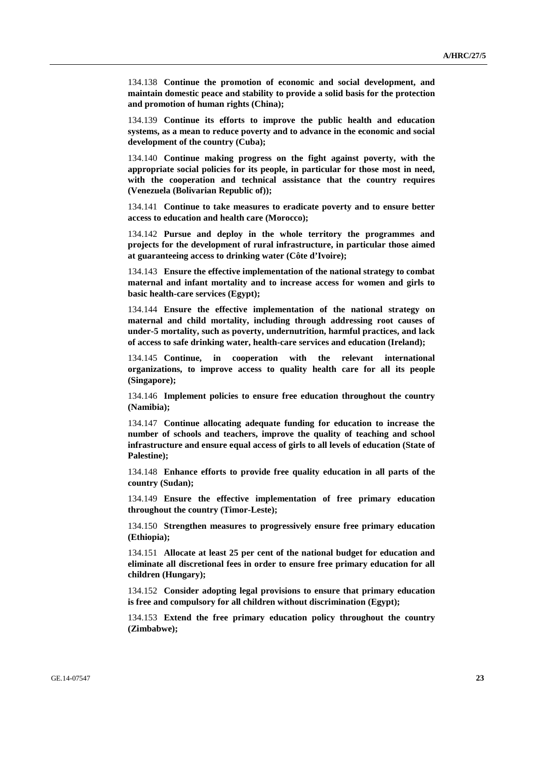134.138 **Continue the promotion of economic and social development, and maintain domestic peace and stability to provide a solid basis for the protection and promotion of human rights (China);**

134.139 **Continue its efforts to improve the public health and education systems, as a mean to reduce poverty and to advance in the economic and social development of the country (Cuba);**

134.140 **Continue making progress on the fight against poverty, with the appropriate social policies for its people, in particular for those most in need, with the cooperation and technical assistance that the country requires (Venezuela (Bolivarian Republic of));**

134.141 **Continue to take measures to eradicate poverty and to ensure better access to education and health care (Morocco);**

134.142 **Pursue and deploy in the whole territory the programmes and projects for the development of rural infrastructure, in particular those aimed at guaranteeing access to drinking water (Côte d'Ivoire);**

134.143 **Ensure the effective implementation of the national strategy to combat maternal and infant mortality and to increase access for women and girls to basic health-care services (Egypt);**

134.144 **Ensure the effective implementation of the national strategy on maternal and child mortality, including through addressing root causes of under-5 mortality, such as poverty, undernutrition, harmful practices, and lack of access to safe drinking water, health-care services and education (Ireland);**

134.145 **Continue, in cooperation with the relevant international organizations, to improve access to quality health care for all its people (Singapore);**

134.146 **Implement policies to ensure free education throughout the country (Namibia);**

134.147 **Continue allocating adequate funding for education to increase the number of schools and teachers, improve the quality of teaching and school infrastructure and ensure equal access of girls to all levels of education (State of Palestine);**

134.148 **Enhance efforts to provide free quality education in all parts of the country (Sudan);**

134.149 **Ensure the effective implementation of free primary education throughout the country (Timor-Leste);**

134.150 **Strengthen measures to progressively ensure free primary education (Ethiopia);**

134.151 **Allocate at least 25 per cent of the national budget for education and eliminate all discretional fees in order to ensure free primary education for all children (Hungary);**

134.152 **Consider adopting legal provisions to ensure that primary education is free and compulsory for all children without discrimination (Egypt);**

134.153 **Extend the free primary education policy throughout the country (Zimbabwe);**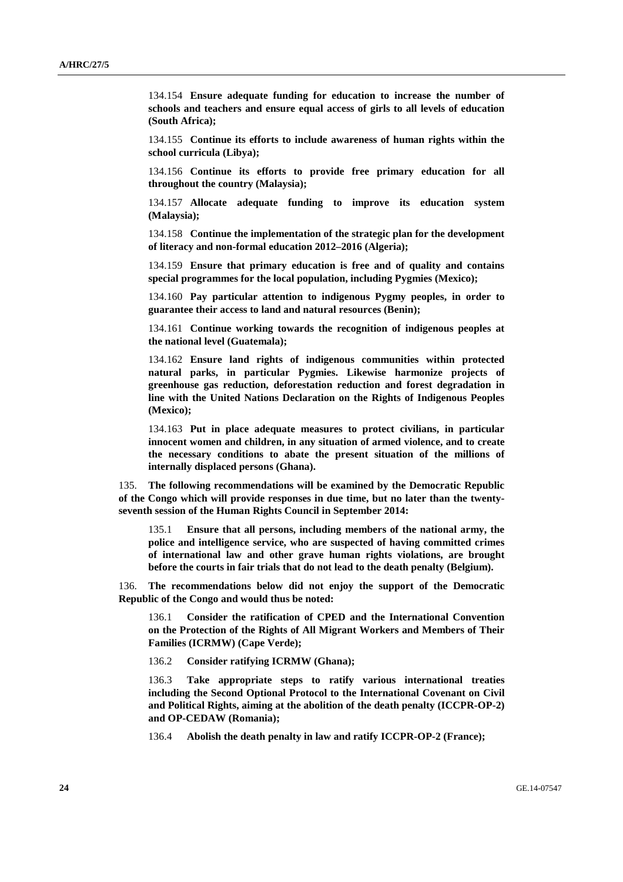134.154 **Ensure adequate funding for education to increase the number of schools and teachers and ensure equal access of girls to all levels of education (South Africa);**

134.155 **Continue its efforts to include awareness of human rights within the school curricula (Libya);**

134.156 **Continue its efforts to provide free primary education for all throughout the country (Malaysia);**

134.157 **Allocate adequate funding to improve its education system (Malaysia);**

134.158 **Continue the implementation of the strategic plan for the development of literacy and non-formal education 2012–2016 (Algeria);**

134.159 **Ensure that primary education is free and of quality and contains special programmes for the local population, including Pygmies (Mexico);**

134.160 **Pay particular attention to indigenous Pygmy peoples, in order to guarantee their access to land and natural resources (Benin);**

134.161 **Continue working towards the recognition of indigenous peoples at the national level (Guatemala);**

134.162 **Ensure land rights of indigenous communities within protected natural parks, in particular Pygmies. Likewise harmonize projects of greenhouse gas reduction, deforestation reduction and forest degradation in line with the United Nations Declaration on the Rights of Indigenous Peoples (Mexico);**

134.163 **Put in place adequate measures to protect civilians, in particular innocent women and children, in any situation of armed violence, and to create the necessary conditions to abate the present situation of the millions of internally displaced persons (Ghana).**

135. **The following recommendations will be examined by the Democratic Republic of the Congo which will provide responses in due time, but no later than the twenty-seventh session of the Human Rights Council in September 2014:**

135.1 **Ensure that all persons, including members of the national army, the police and intelligence service, who are suspected of having committed crimes of international law and other grave human rights violations, are brought before the courts in fair trials that do not lead to the death penalty (Belgium).**

136. **The recommendations below did not enjoy the support of the Democratic Republic of the Congo and would thus be noted:**

136.1 **Consider the ratification of CPED and the International Convention on the Protection of the Rights of All Migrant Workers and Members of Their Families (ICRMW) (Cape Verde);**

136.2 **Consider ratifying ICRMW (Ghana);**

136.3 **Take appropriate steps to ratify various international treaties including the Second Optional Protocol to the International Covenant on Civil and Political Rights, aiming at the abolition of the death penalty (ICCPR-OP-2) and OP-CEDAW (Romania);**

136.4 **Abolish the death penalty in law and ratify ICCPR-OP-2 (France);**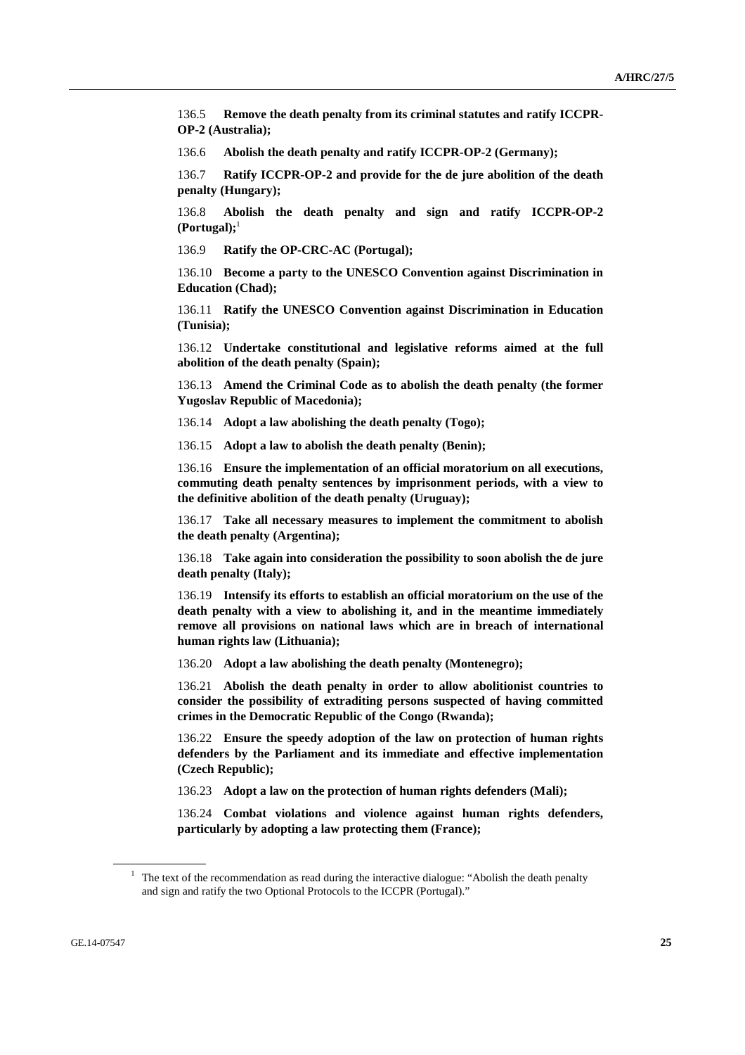136.5 **Remove the death penalty from its criminal statutes and ratify ICCPR-OP-2 (Australia);**

136.6 **Abolish the death penalty and ratify ICCPR-OP-2 (Germany);**

136.7 **Ratify ICCPR-OP-2 and provide for the de jure abolition of the death penalty (Hungary);**

136.8 **Abolish the death penalty and sign and ratify ICCPR-OP-2 (Portugal);**[1]

136.9 **Ratify the OP-CRC-AC (Portugal);**

136.10 **Become a party to the UNESCO Convention against Discrimination in Education (Chad);**

136.11 **Ratify the UNESCO Convention against Discrimination in Education (Tunisia);**

136.12 **Undertake constitutional and legislative reforms aimed at the full abolition of the death penalty (Spain);**

136.13 **Amend the Criminal Code as to abolish the death penalty (the former Yugoslav Republic of Macedonia);**

136.14 **Adopt a law abolishing the death penalty (Togo);**

136.15 **Adopt a law to abolish the death penalty (Benin);**

136.16 **Ensure the implementation of an official moratorium on all executions, commuting death penalty sentences by imprisonment periods, with a view to the definitive abolition of the death penalty (Uruguay);**

136.17 **Take all necessary measures to implement the commitment to abolish the death penalty (Argentina);**

136.18 **Take again into consideration the possibility to soon abolish the de jure death penalty (Italy);**

136.19 **Intensify its efforts to establish an official moratorium on the use of the death penalty with a view to abolishing it, and in the meantime immediately remove all provisions on national laws which are in breach of international human rights law (Lithuania);**

136.20 **Adopt a law abolishing the death penalty (Montenegro);**

136.21 **Abolish the death penalty in order to allow abolitionist countries to consider the possibility of extraditing persons suspected of having committed crimes in the Democratic Republic of the Congo (Rwanda);**

136.22 **Ensure the speedy adoption of the law on protection of human rights defenders by the Parliament and its immediate and effective implementation (Czech Republic);**

136.23 **Adopt a law on the protection of human rights defenders (Mali);**

136.24 **Combat violations and violence against human rights defenders, particularly by adopting a law protecting them (France);**

---

[1] The text of the recommendation as read during the interactive dialogue: "Abolish the death penalty and sign and ratify the two Optional Protocols to the ICCPR (Portugal)."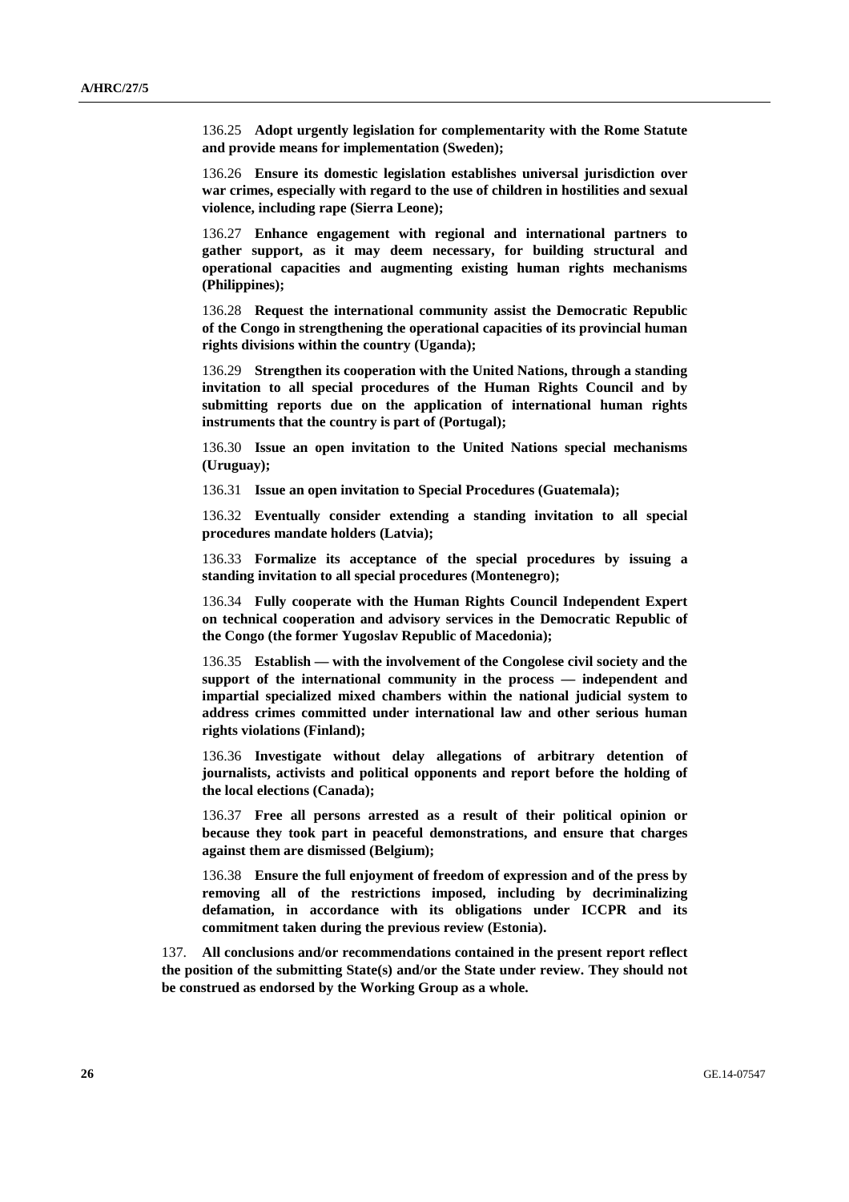136.25 **Adopt urgently legislation for complementarity with the Rome Statute and provide means for implementation (Sweden);**

136.26 **Ensure its domestic legislation establishes universal jurisdiction over war crimes, especially with regard to the use of children in hostilities and sexual violence, including rape (Sierra Leone);**

136.27 **Enhance engagement with regional and international partners to gather support, as it may deem necessary, for building structural and operational capacities and augmenting existing human rights mechanisms (Philippines);**

136.28 **Request the international community assist the Democratic Republic of the Congo in strengthening the operational capacities of its provincial human rights divisions within the country (Uganda);**

136.29 **Strengthen its cooperation with the United Nations, through a standing invitation to all special procedures of the Human Rights Council and by submitting reports due on the application of international human rights instruments that the country is part of (Portugal);**

136.30 **Issue an open invitation to the United Nations special mechanisms (Uruguay);**

136.31 **Issue an open invitation to Special Procedures (Guatemala);**

136.32 **Eventually consider extending a standing invitation to all special procedures mandate holders (Latvia);**

136.33 **Formalize its acceptance of the special procedures by issuing a standing invitation to all special procedures (Montenegro);**

136.34 **Fully cooperate with the Human Rights Council Independent Expert on technical cooperation and advisory services in the Democratic Republic of the Congo (the former Yugoslav Republic of Macedonia);**

136.35 **Establish — with the involvement of the Congolese civil society and the support of the international community in the process — independent and impartial specialized mixed chambers within the national judicial system to address crimes committed under international law and other serious human rights violations (Finland);**

136.36 **Investigate without delay allegations of arbitrary detention of journalists, activists and political opponents and report before the holding of the local elections (Canada);**

136.37 **Free all persons arrested as a result of their political opinion or because they took part in peaceful demonstrations, and ensure that charges against them are dismissed (Belgium);**

136.38 **Ensure the full enjoyment of freedom of expression and of the press by removing all of the restrictions imposed, including by decriminalizing defamation, in accordance with its obligations under ICCPR and its commitment taken during the previous review (Estonia).**

137. **All conclusions and/or recommendations contained in the present report reflect the position of the submitting State(s) and/or the State under review. They should not be construed as endorsed by the Working Group as a whole.**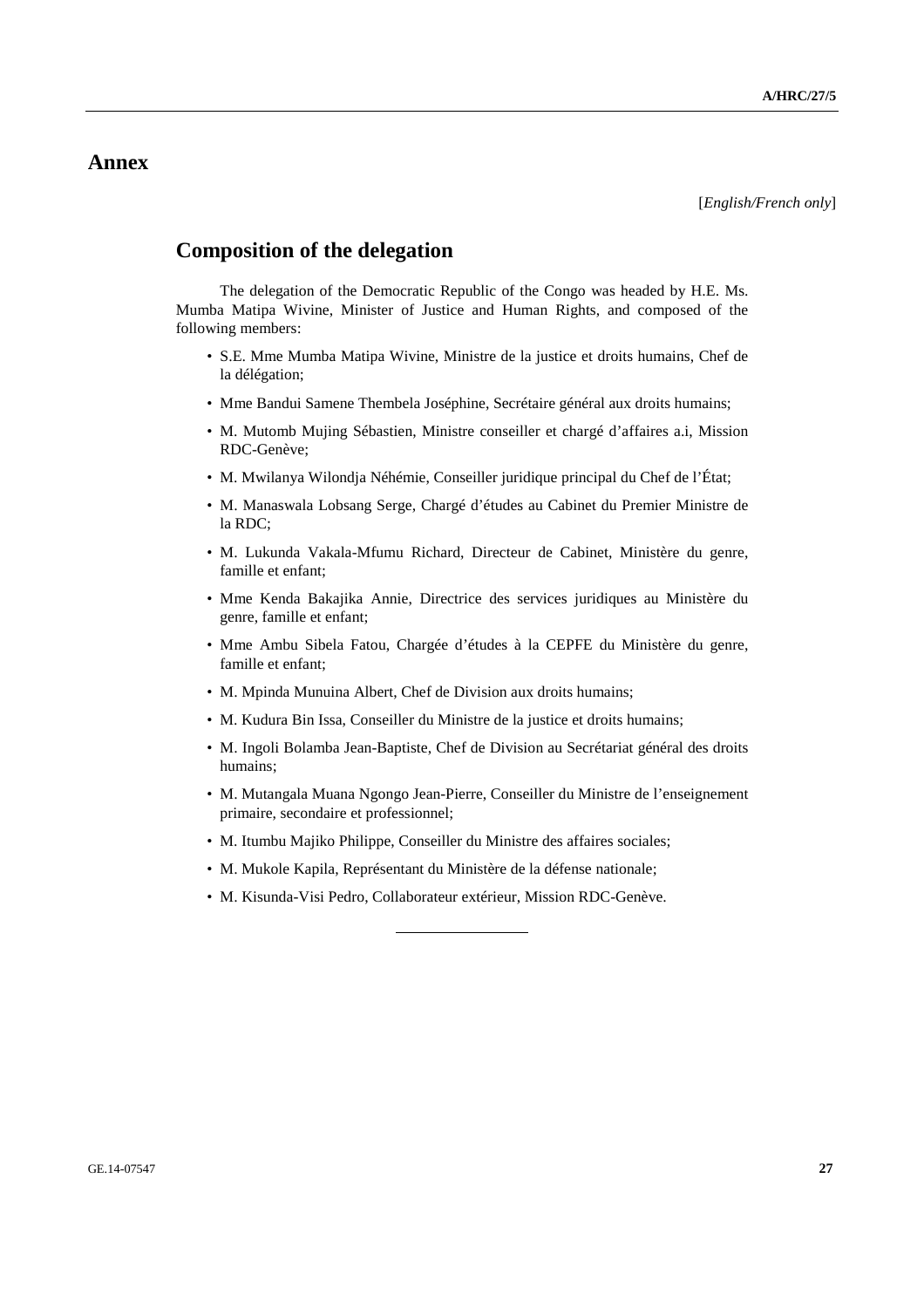# Annex

[*English/French only*]

## Composition of the delegation

The delegation of the Democratic Republic of the Congo was headed by H.E. Ms. Mumba Matipa Wivine, Minister of Justice and Human Rights, and composed of the following members:

- S.E. Mme Mumba Matipa Wivine, Ministre de la justice et droits humains, Chef de la délégation;
- Mme Bandui Samene Thembela Joséphine, Secrétaire général aux droits humains;
- M. Mutomb Mujing Sébastien, Ministre conseiller et chargé d'affaires a.i, Mission RDC-Genève;
- M. Mwilanya Wilondja Néhémie, Conseiller juridique principal du Chef de l'État;
- M. Manaswala Lobsang Serge, Chargé d'études au Cabinet du Premier Ministre de la RDC;
- M. Lukunda Vakala-Mfumu Richard, Directeur de Cabinet, Ministère du genre, famille et enfant;
- Mme Kenda Bakajika Annie, Directrice des services juridiques au Ministère du genre, famille et enfant;
- Mme Ambu Sibela Fatou, Chargée d'études à la CEPFE du Ministère du genre, famille et enfant;
- M. Mpinda Munuina Albert, Chef de Division aux droits humains;
- M. Kudura Bin Issa, Conseiller du Ministre de la justice et droits humains;
- M. Ingoli Bolamba Jean-Baptiste, Chef de Division au Secrétariat général des droits humains;
- M. Mutangala Muana Ngongo Jean-Pierre, Conseiller du Ministre de l'enseignement primaire, secondaire et professionnel;
- M. Itumbu Majiko Philippe, Conseiller du Ministre des affaires sociales;
- M. Mukole Kapila, Représentant du Ministère de la défense nationale;
- M. Kisunda-Visi Pedro, Collaborateur extérieur, Mission RDC-Genève.